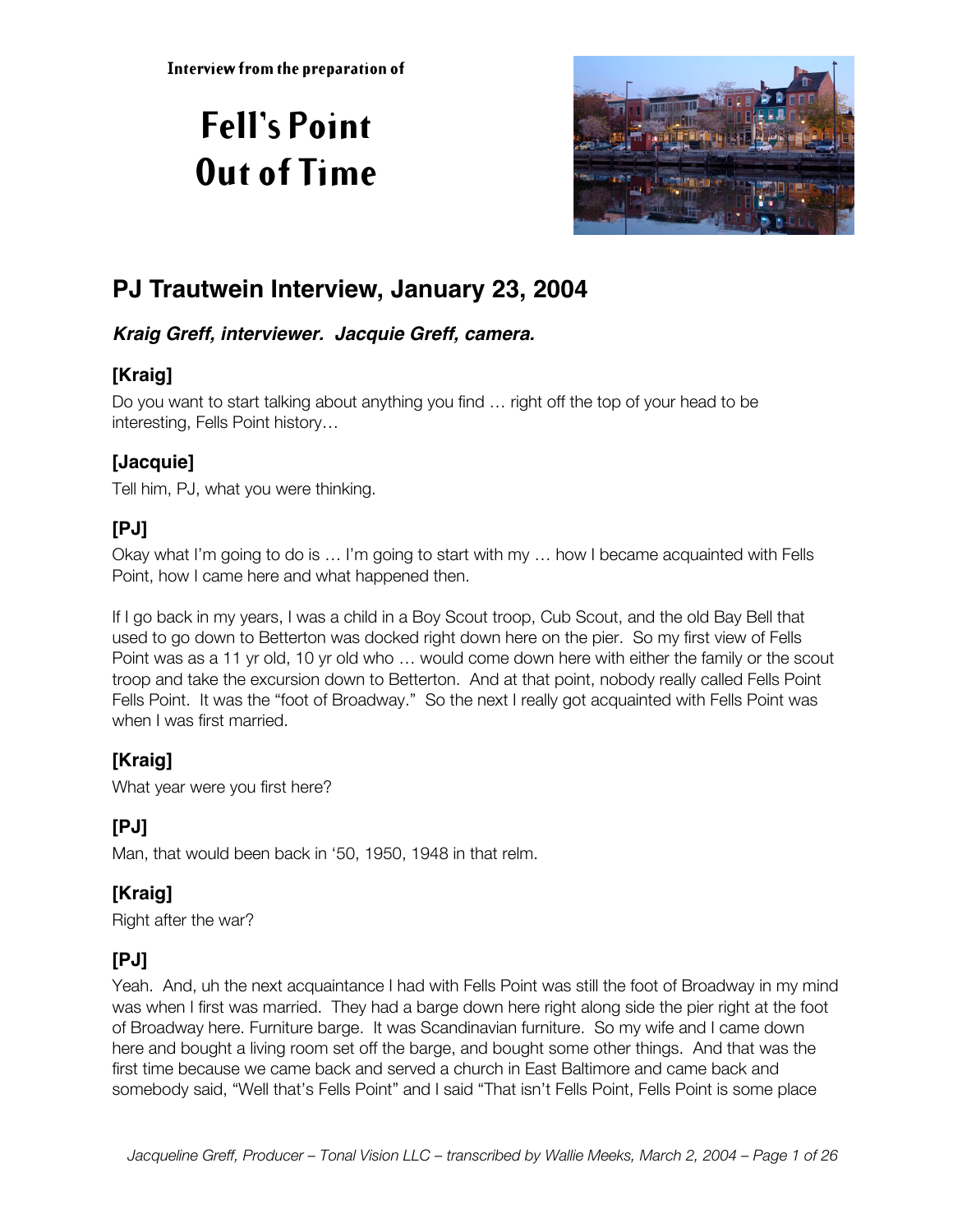Interview from the preparation of

# Fell's Point Out of Time

## PJ Trautwein Interview, January 23, 2004

***Kraig Greff, interviewer. Jacquie Greff, camera.***

### [Kraig]

Do you want to start talking about anything you find … right off the top of your head to be interesting, Fells Point history…

### [Jacquie]

Tell him, PJ, what you were thinking.

### [PJ]

Okay what I'm going to do is … I'm going to start with my … how I became acquainted with Fells Point, how I came here and what happened then.

If I go back in my years, I was a child in a Boy Scout troop, Cub Scout, and the old Bay Bell that used to go down to Betterton was docked right down here on the pier. So my first view of Fells Point was as a 11 yr old, 10 yr old who … would come down here with either the family or the scout troop and take the excursion down to Betterton. And at that point, nobody really called Fells Point Fells Point. It was the "foot of Broadway." So the next I really got acquainted with Fells Point was when I was first married.

### [Kraig]

What year were you first here?

### [PJ]

Man, that would been back in '50, 1950, 1948 in that relm.

### [Kraig]

Right after the war?

### [PJ]

Yeah. And, uh the next acquaintance I had with Fells Point was still the foot of Broadway in my mind was when I first was married. They had a barge down here right along side the pier right at the foot of Broadway here. Furniture barge. It was Scandinavian furniture. So my wife and I came down here and bought a living room set off the barge, and bought some other things. And that was the first time because we came back and served a church in East Baltimore and came back and somebody said, "Well that's Fells Point" and I said "That isn't Fells Point, Fells Point is some place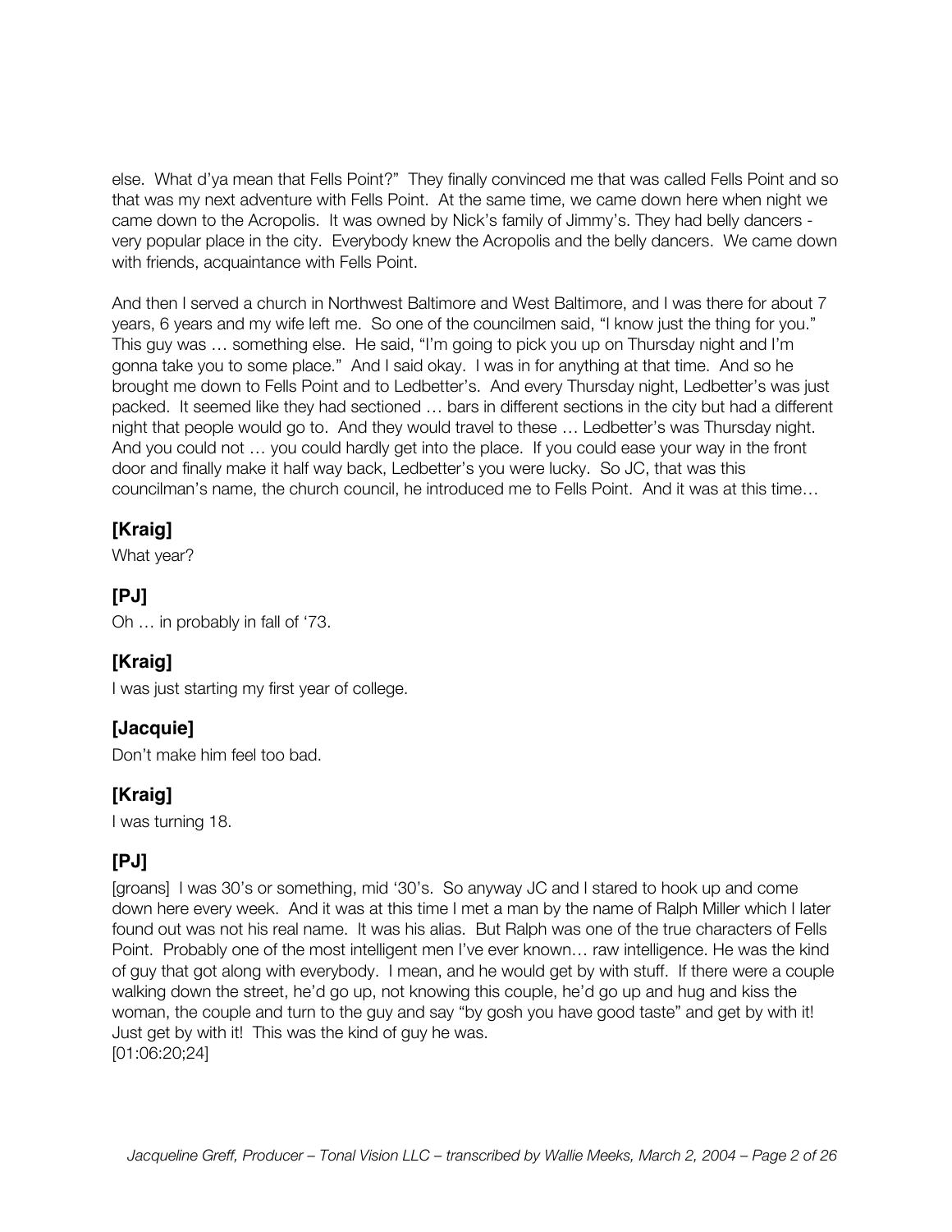else. What d'ya mean that Fells Point?" They finally convinced me that was called Fells Point and so that was my next adventure with Fells Point. At the same time, we came down here when night we came down to the Acropolis. It was owned by Nick's family of Jimmy's. They had belly dancers - very popular place in the city. Everybody knew the Acropolis and the belly dancers. We came down with friends, acquaintance with Fells Point.

And then I served a church in Northwest Baltimore and West Baltimore, and I was there for about 7 years, 6 years and my wife left me. So one of the councilmen said, "I know just the thing for you." This guy was … something else. He said, "I'm going to pick you up on Thursday night and I'm gonna take you to some place." And I said okay. I was in for anything at that time. And so he brought me down to Fells Point and to Ledbetter's. And every Thursday night, Ledbetter's was just packed. It seemed like they had sectioned … bars in different sections in the city but had a different night that people would go to. And they would travel to these … Ledbetter's was Thursday night. And you could not … you could hardly get into the place. If you could ease your way in the front door and finally make it half way back, Ledbetter's you were lucky. So JC, that was this councilman's name, the church council, he introduced me to Fells Point. And it was at this time…

**[Kraig]**
What year?

**[PJ]**
Oh … in probably in fall of '73.

**[Kraig]**
I was just starting my first year of college.

**[Jacquie]**
Don't make him feel too bad.

**[Kraig]**
I was turning 18.

**[PJ]**
[groans] I was 30's or something, mid '30's. So anyway JC and I stared to hook up and come down here every week. And it was at this time I met a man by the name of Ralph Miller which I later found out was not his real name. It was his alias. But Ralph was one of the true characters of Fells Point. Probably one of the most intelligent men I've ever known… raw intelligence. He was the kind of guy that got along with everybody. I mean, and he would get by with stuff. If there were a couple walking down the street, he'd go up, not knowing this couple, he'd go up and hug and kiss the woman, the couple and turn to the guy and say "by gosh you have good taste" and get by with it! Just get by with it! This was the kind of guy he was.
[01:06:20;24]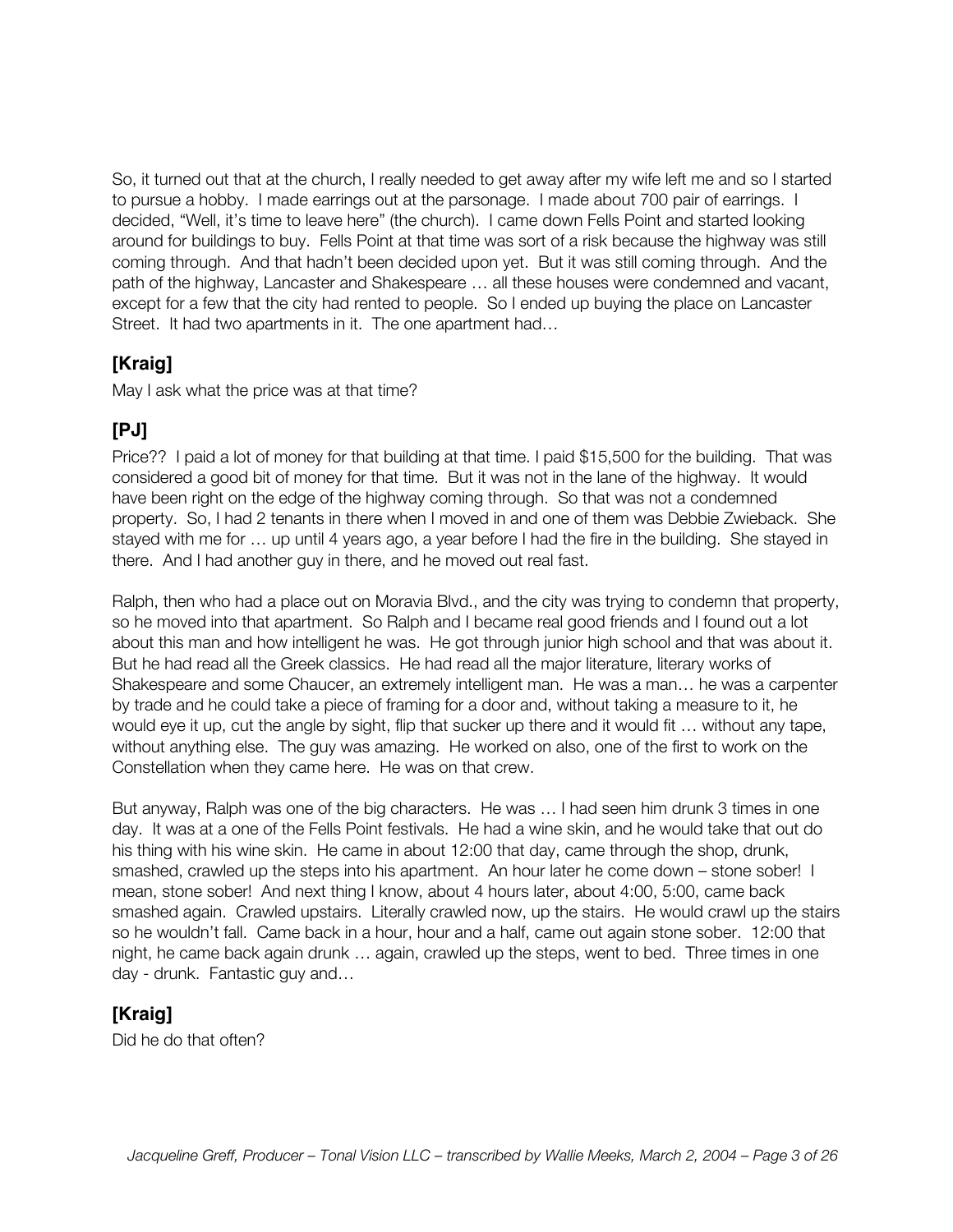So, it turned out that at the church, I really needed to get away after my wife left me and so I started to pursue a hobby. I made earrings out at the parsonage. I made about 700 pair of earrings. I decided, "Well, it's time to leave here" (the church). I came down Fells Point and started looking around for buildings to buy. Fells Point at that time was sort of a risk because the highway was still coming through. And that hadn't been decided upon yet. But it was still coming through. And the path of the highway, Lancaster and Shakespeare … all these houses were condemned and vacant, except for a few that the city had rented to people. So I ended up buying the place on Lancaster Street. It had two apartments in it. The one apartment had…

## [Kraig]

May I ask what the price was at that time?

## [PJ]

Price?? I paid a lot of money for that building at that time. I paid $15,500 for the building. That was considered a good bit of money for that time. But it was not in the lane of the highway. It would have been right on the edge of the highway coming through. So that was not a condemned property. So, I had 2 tenants in there when I moved in and one of them was Debbie Zwieback. She stayed with me for … up until 4 years ago, a year before I had the fire in the building. She stayed in there. And I had another guy in there, and he moved out real fast.

Ralph, then who had a place out on Moravia Blvd., and the city was trying to condemn that property, so he moved into that apartment. So Ralph and I became real good friends and I found out a lot about this man and how intelligent he was. He got through junior high school and that was about it. But he had read all the Greek classics. He had read all the major literature, literary works of Shakespeare and some Chaucer, an extremely intelligent man. He was a man… he was a carpenter by trade and he could take a piece of framing for a door and, without taking a measure to it, he would eye it up, cut the angle by sight, flip that sucker up there and it would fit … without any tape, without anything else. The guy was amazing. He worked on also, one of the first to work on the Constellation when they came here. He was on that crew.

But anyway, Ralph was one of the big characters. He was … I had seen him drunk 3 times in one day. It was at a one of the Fells Point festivals. He had a wine skin, and he would take that out do his thing with his wine skin. He came in about 12:00 that day, came through the shop, drunk, smashed, crawled up the steps into his apartment. An hour later he come down – stone sober! I mean, stone sober! And next thing I know, about 4 hours later, about 4:00, 5:00, came back smashed again. Crawled upstairs. Literally crawled now, up the stairs. He would crawl up the stairs so he wouldn't fall. Came back in a hour, hour and a half, came out again stone sober. 12:00 that night, he came back again drunk … again, crawled up the steps, went to bed. Three times in one day - drunk. Fantastic guy and…

## [Kraig]

Did he do that often?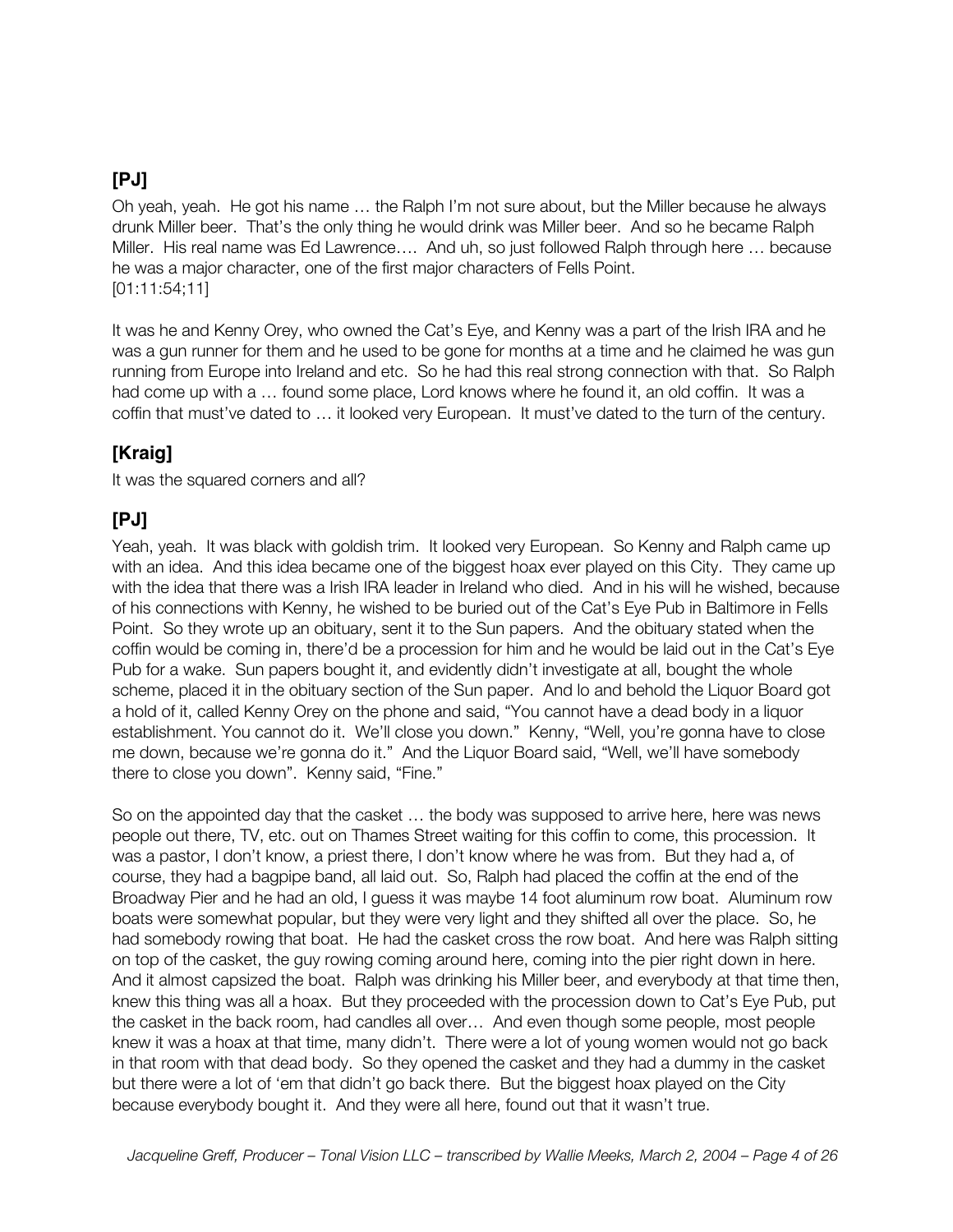## [PJ]

Oh yeah, yeah. He got his name … the Ralph I'm not sure about, but the Miller because he always drunk Miller beer. That's the only thing he would drink was Miller beer. And so he became Ralph Miller. His real name was Ed Lawrence…. And uh, so just followed Ralph through here … because he was a major character, one of the first major characters of Fells Point.
[01:11:54;11]

It was he and Kenny Orey, who owned the Cat's Eye, and Kenny was a part of the Irish IRA and he was a gun runner for them and he used to be gone for months at a time and he claimed he was gun running from Europe into Ireland and etc. So he had this real strong connection with that. So Ralph had come up with a … found some place, Lord knows where he found it, an old coffin. It was a coffin that must've dated to … it looked very European. It must've dated to the turn of the century.

## [Kraig]

It was the squared corners and all?

## [PJ]

Yeah, yeah. It was black with goldish trim. It looked very European. So Kenny and Ralph came up with an idea. And this idea became one of the biggest hoax ever played on this City. They came up with the idea that there was a Irish IRA leader in Ireland who died. And in his will he wished, because of his connections with Kenny, he wished to be buried out of the Cat's Eye Pub in Baltimore in Fells Point. So they wrote up an obituary, sent it to the Sun papers. And the obituary stated when the coffin would be coming in, there'd be a procession for him and he would be laid out in the Cat's Eye Pub for a wake. Sun papers bought it, and evidently didn't investigate at all, bought the whole scheme, placed it in the obituary section of the Sun paper. And lo and behold the Liquor Board got a hold of it, called Kenny Orey on the phone and said, "You cannot have a dead body in a liquor establishment. You cannot do it. We'll close you down." Kenny, "Well, you're gonna have to close me down, because we're gonna do it." And the Liquor Board said, "Well, we'll have somebody there to close you down". Kenny said, "Fine."

So on the appointed day that the casket … the body was supposed to arrive here, here was news people out there, TV, etc. out on Thames Street waiting for this coffin to come, this procession. It was a pastor, I don't know, a priest there, I don't know where he was from. But they had a, of course, they had a bagpipe band, all laid out. So, Ralph had placed the coffin at the end of the Broadway Pier and he had an old, I guess it was maybe 14 foot aluminum row boat. Aluminum row boats were somewhat popular, but they were very light and they shifted all over the place. So, he had somebody rowing that boat. He had the casket cross the row boat. And here was Ralph sitting on top of the casket, the guy rowing coming around here, coming into the pier right down in here. And it almost capsized the boat. Ralph was drinking his Miller beer, and everybody at that time then, knew this thing was all a hoax. But they proceeded with the procession down to Cat's Eye Pub, put the casket in the back room, had candles all over… And even though some people, most people knew it was a hoax at that time, many didn't. There were a lot of young women would not go back in that room with that dead body. So they opened the casket and they had a dummy in the casket but there were a lot of 'em that didn't go back there. But the biggest hoax played on the City because everybody bought it. And they were all here, found out that it wasn't true.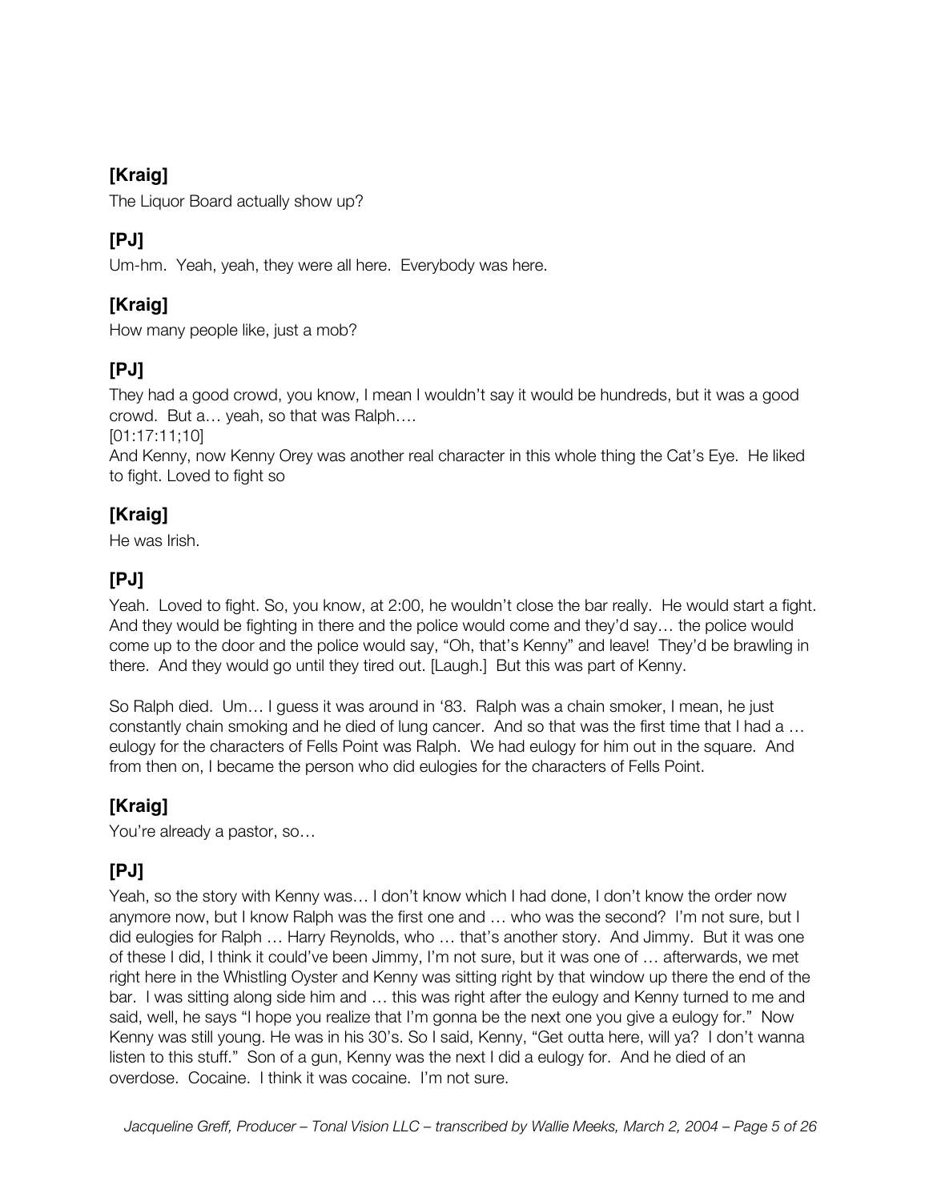**[Kraig]**

The Liquor Board actually show up?

**[PJ]**

Um-hm. Yeah, yeah, they were all here. Everybody was here.

**[Kraig]**

How many people like, just a mob?

**[PJ]**

They had a good crowd, you know, I mean I wouldn't say it would be hundreds, but it was a good crowd. But a… yeah, so that was Ralph….

[01:17:11;10]

And Kenny, now Kenny Orey was another real character in this whole thing the Cat's Eye. He liked to fight. Loved to fight so

**[Kraig]**

He was Irish.

**[PJ]**

Yeah. Loved to fight. So, you know, at 2:00, he wouldn't close the bar really. He would start a fight. And they would be fighting in there and the police would come and they'd say… the police would come up to the door and the police would say, "Oh, that's Kenny" and leave! They'd be brawling in there. And they would go until they tired out. [Laugh.] But this was part of Kenny.

So Ralph died. Um… I guess it was around in '83. Ralph was a chain smoker, I mean, he just constantly chain smoking and he died of lung cancer. And so that was the first time that I had a … eulogy for the characters of Fells Point was Ralph. We had eulogy for him out in the square. And from then on, I became the person who did eulogies for the characters of Fells Point.

**[Kraig]**

You're already a pastor, so…

**[PJ]**

Yeah, so the story with Kenny was… I don't know which I had done, I don't know the order now anymore now, but I know Ralph was the first one and … who was the second? I'm not sure, but I did eulogies for Ralph … Harry Reynolds, who … that's another story. And Jimmy. But it was one of these I did, I think it could've been Jimmy, I'm not sure, but it was one of … afterwards, we met right here in the Whistling Oyster and Kenny was sitting right by that window up there the end of the bar. I was sitting along side him and … this was right after the eulogy and Kenny turned to me and said, well, he says "I hope you realize that I'm gonna be the next one you give a eulogy for." Now Kenny was still young. He was in his 30's. So I said, Kenny, "Get outta here, will ya? I don't wanna listen to this stuff." Son of a gun, Kenny was the next I did a eulogy for. And he died of an overdose. Cocaine. I think it was cocaine. I'm not sure.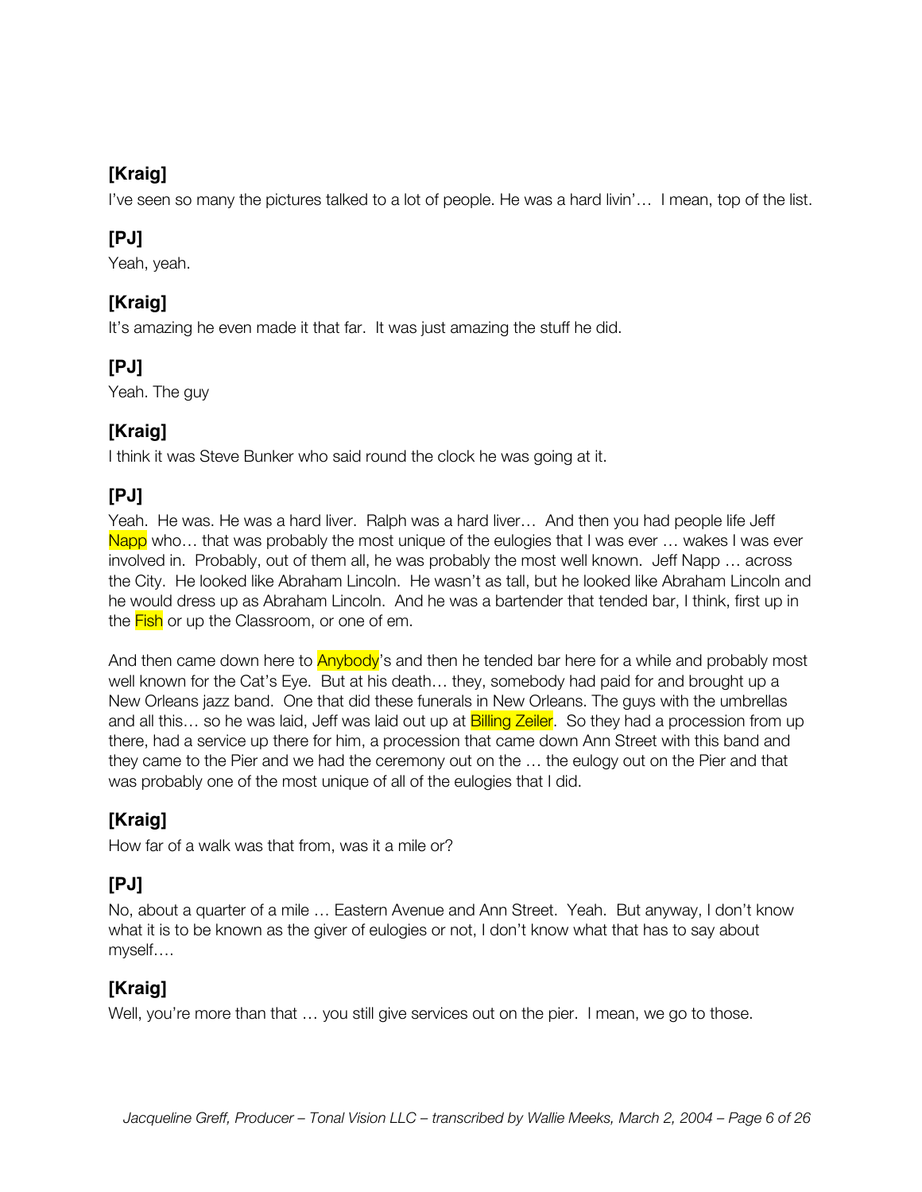**[Kraig]**
I've seen so many the pictures talked to a lot of people. He was a hard livin'… I mean, top of the list.

**[PJ]**
Yeah, yeah.

**[Kraig]**
It's amazing he even made it that far. It was just amazing the stuff he did.

**[PJ]**
Yeah. The guy

**[Kraig]**
I think it was Steve Bunker who said round the clock he was going at it.

**[PJ]**
Yeah. He was. He was a hard liver. Ralph was a hard liver… And then you had people life Jeff Napp who… that was probably the most unique of the eulogies that I was ever … wakes I was ever involved in. Probably, out of them all, he was probably the most well known. Jeff Napp … across the City. He looked like Abraham Lincoln. He wasn't as tall, but he looked like Abraham Lincoln and he would dress up as Abraham Lincoln. And he was a bartender that tended bar, I think, first up in the Fish or up the Classroom, or one of em.

And then came down here to Anybody's and then he tended bar here for a while and probably most well known for the Cat's Eye. But at his death… they, somebody had paid for and brought up a New Orleans jazz band. One that did these funerals in New Orleans. The guys with the umbrellas and all this… so he was laid, Jeff was laid out up at Billing Zeiler. So they had a procession from up there, had a service up there for him, a procession that came down Ann Street with this band and they came to the Pier and we had the ceremony out on the … the eulogy out on the Pier and that was probably one of the most unique of all of the eulogies that I did.

**[Kraig]**
How far of a walk was that from, was it a mile or?

**[PJ]**
No, about a quarter of a mile … Eastern Avenue and Ann Street. Yeah. But anyway, I don't know what it is to be known as the giver of eulogies or not, I don't know what that has to say about myself….

**[Kraig]**
Well, you're more than that … you still give services out on the pier. I mean, we go to those.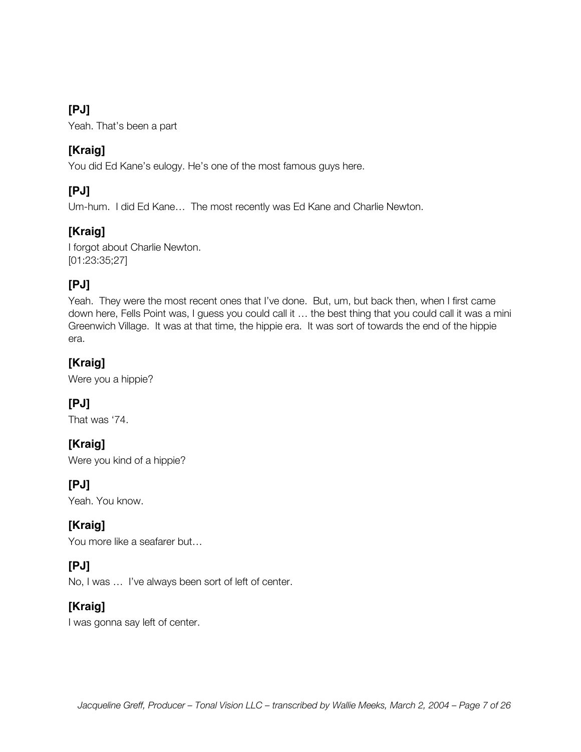**[PJ]**
Yeah. That's been a part

**[Kraig]**
You did Ed Kane's eulogy. He's one of the most famous guys here.

**[PJ]**
Um-hum. I did Ed Kane… The most recently was Ed Kane and Charlie Newton.

**[Kraig]**
I forgot about Charlie Newton.
[01:23:35;27]

**[PJ]**
Yeah. They were the most recent ones that I've done. But, um, but back then, when I first came down here, Fells Point was, I guess you could call it … the best thing that you could call it was a mini Greenwich Village. It was at that time, the hippie era. It was sort of towards the end of the hippie era.

**[Kraig]**
Were you a hippie?

**[PJ]**
That was '74.

**[Kraig]**
Were you kind of a hippie?

**[PJ]**
Yeah. You know.

**[Kraig]**
You more like a seafarer but…

**[PJ]**
No, I was … I've always been sort of left of center.

**[Kraig]**
I was gonna say left of center.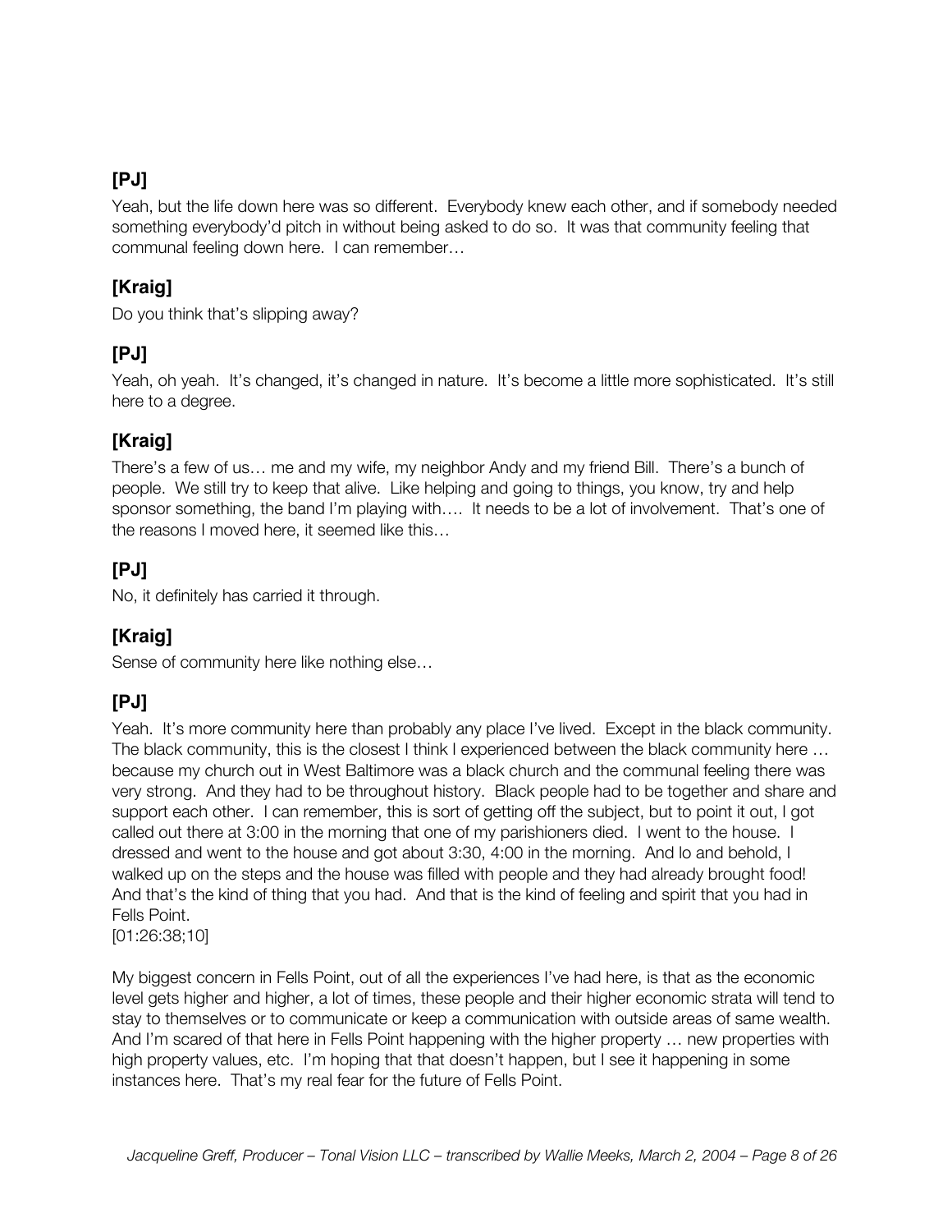**[PJ]**

Yeah, but the life down here was so different. Everybody knew each other, and if somebody needed something everybody'd pitch in without being asked to do so. It was that community feeling that communal feeling down here. I can remember…

**[Kraig]**

Do you think that's slipping away?

**[PJ]**

Yeah, oh yeah. It's changed, it's changed in nature. It's become a little more sophisticated. It's still here to a degree.

**[Kraig]**

There's a few of us… me and my wife, my neighbor Andy and my friend Bill. There's a bunch of people. We still try to keep that alive. Like helping and going to things, you know, try and help sponsor something, the band I'm playing with…. It needs to be a lot of involvement. That's one of the reasons I moved here, it seemed like this…

**[PJ]**

No, it definitely has carried it through.

**[Kraig]**

Sense of community here like nothing else…

**[PJ]**

Yeah. It's more community here than probably any place I've lived. Except in the black community. The black community, this is the closest I think I experienced between the black community here … because my church out in West Baltimore was a black church and the communal feeling there was very strong. And they had to be throughout history. Black people had to be together and share and support each other. I can remember, this is sort of getting off the subject, but to point it out, I got called out there at 3:00 in the morning that one of my parishioners died. I went to the house. I dressed and went to the house and got about 3:30, 4:00 in the morning. And lo and behold, I walked up on the steps and the house was filled with people and they had already brought food! And that's the kind of thing that you had. And that is the kind of feeling and spirit that you had in Fells Point.
[01:26:38;10]

My biggest concern in Fells Point, out of all the experiences I've had here, is that as the economic level gets higher and higher, a lot of times, these people and their higher economic strata will tend to stay to themselves or to communicate or keep a communication with outside areas of same wealth. And I'm scared of that here in Fells Point happening with the higher property … new properties with high property values, etc. I'm hoping that that doesn't happen, but I see it happening in some instances here. That's my real fear for the future of Fells Point.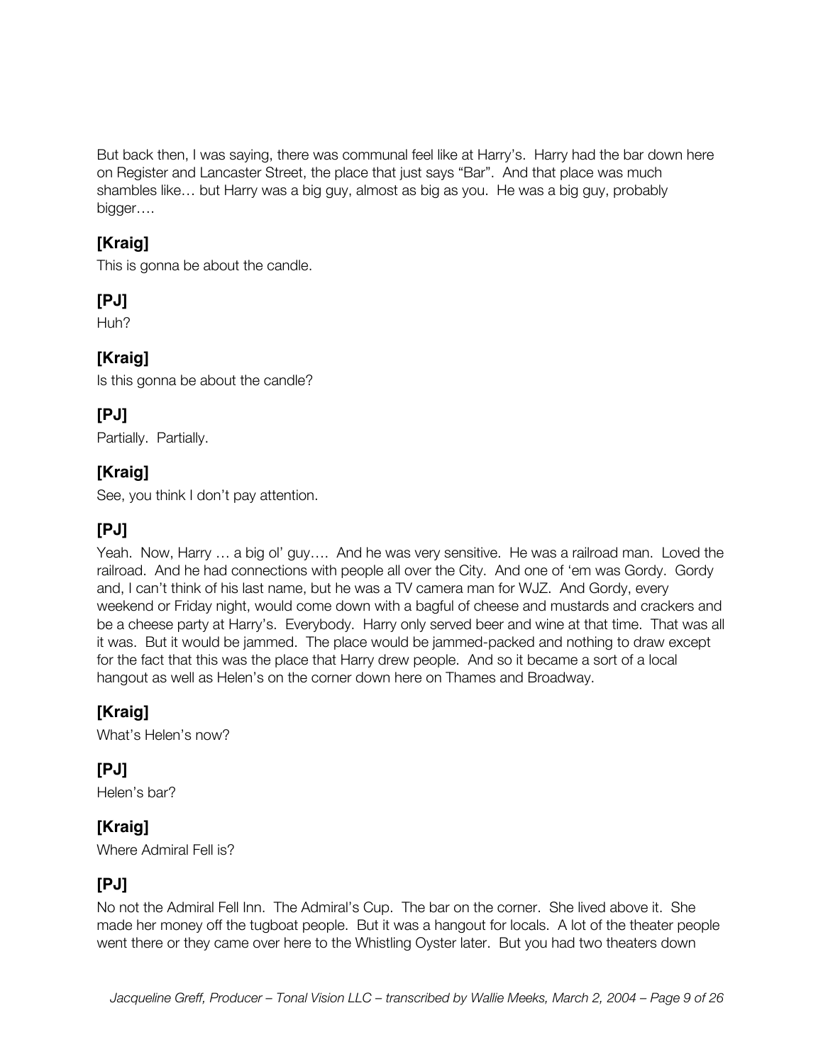But back then, I was saying, there was communal feel like at Harry's. Harry had the bar down here on Register and Lancaster Street, the place that just says "Bar". And that place was much shambles like… but Harry was a big guy, almost as big as you. He was a big guy, probably bigger….

## [Kraig]

This is gonna be about the candle.

## [PJ]

Huh?

## [Kraig]

Is this gonna be about the candle?

## [PJ]

Partially. Partially.

## [Kraig]

See, you think I don't pay attention.

## [PJ]

Yeah. Now, Harry … a big ol' guy…. And he was very sensitive. He was a railroad man. Loved the railroad. And he had connections with people all over the City. And one of 'em was Gordy. Gordy and, I can't think of his last name, but he was a TV camera man for WJZ. And Gordy, every weekend or Friday night, would come down with a bagful of cheese and mustards and crackers and be a cheese party at Harry's. Everybody. Harry only served beer and wine at that time. That was all it was. But it would be jammed. The place would be jammed-packed and nothing to draw except for the fact that this was the place that Harry drew people. And so it became a sort of a local hangout as well as Helen's on the corner down here on Thames and Broadway.

## [Kraig]

What's Helen's now?

## [PJ]

Helen's bar?

## [Kraig]

Where Admiral Fell is?

## [PJ]

No not the Admiral Fell Inn. The Admiral's Cup. The bar on the corner. She lived above it. She made her money off the tugboat people. But it was a hangout for locals. A lot of the theater people went there or they came over here to the Whistling Oyster later. But you had two theaters down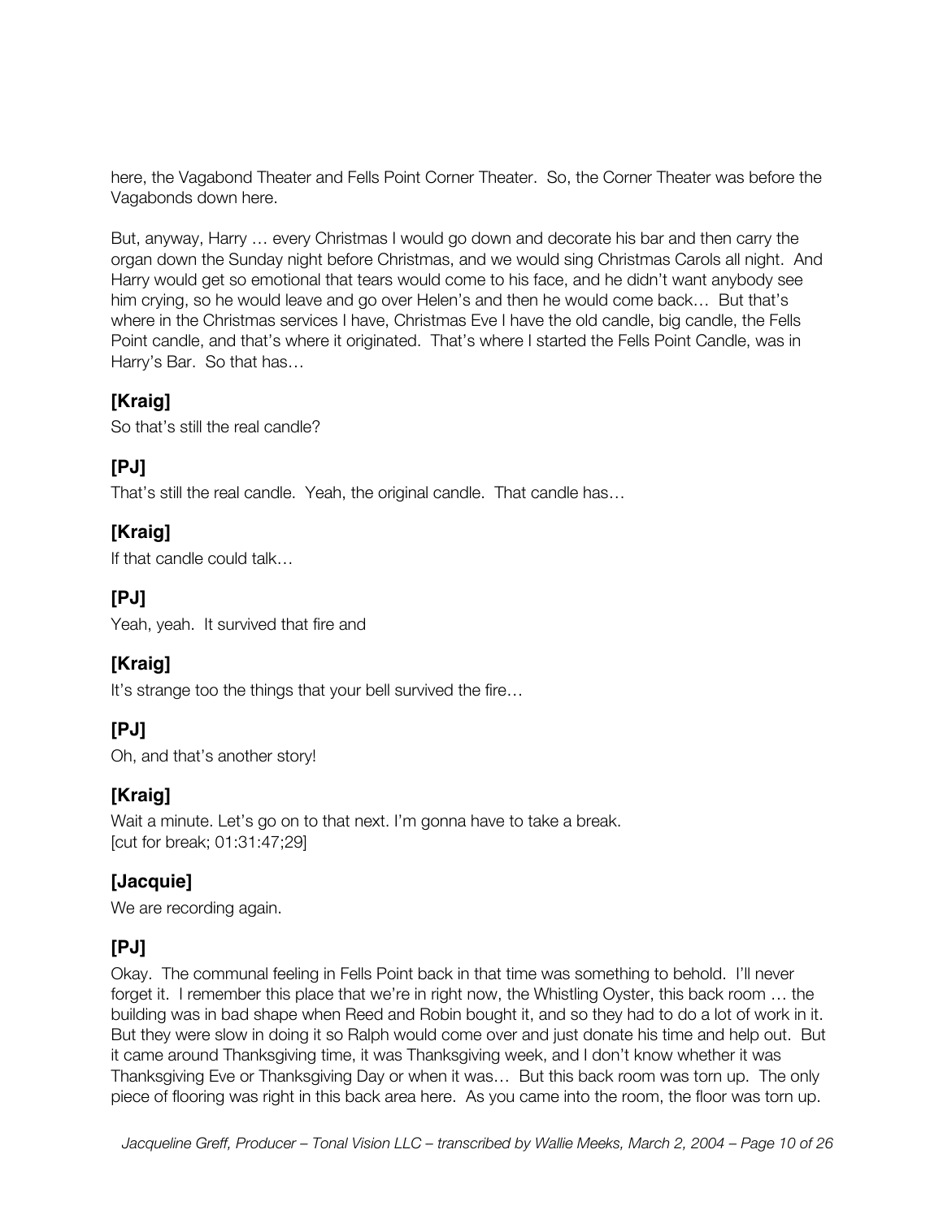here, the Vagabond Theater and Fells Point Corner Theater. So, the Corner Theater was before the Vagabonds down here.

But, anyway, Harry … every Christmas I would go down and decorate his bar and then carry the organ down the Sunday night before Christmas, and we would sing Christmas Carols all night. And Harry would get so emotional that tears would come to his face, and he didn't want anybody see him crying, so he would leave and go over Helen's and then he would come back… But that's where in the Christmas services I have, Christmas Eve I have the old candle, big candle, the Fells Point candle, and that's where it originated. That's where I started the Fells Point Candle, was in Harry's Bar. So that has…

### [Kraig]

So that's still the real candle?

### [PJ]

That's still the real candle. Yeah, the original candle. That candle has…

### [Kraig]

If that candle could talk…

### [PJ]

Yeah, yeah. It survived that fire and

### [Kraig]

It's strange too the things that your bell survived the fire…

### [PJ]

Oh, and that's another story!

### [Kraig]

Wait a minute. Let's go on to that next. I'm gonna have to take a break.
[cut for break; 01:31:47;29]

### [Jacquie]

We are recording again.

### [PJ]

Okay. The communal feeling in Fells Point back in that time was something to behold. I'll never forget it. I remember this place that we're in right now, the Whistling Oyster, this back room … the building was in bad shape when Reed and Robin bought it, and so they had to do a lot of work in it. But they were slow in doing it so Ralph would come over and just donate his time and help out. But it came around Thanksgiving time, it was Thanksgiving week, and I don't know whether it was Thanksgiving Eve or Thanksgiving Day or when it was… But this back room was torn up. The only piece of flooring was right in this back area here. As you came into the room, the floor was torn up.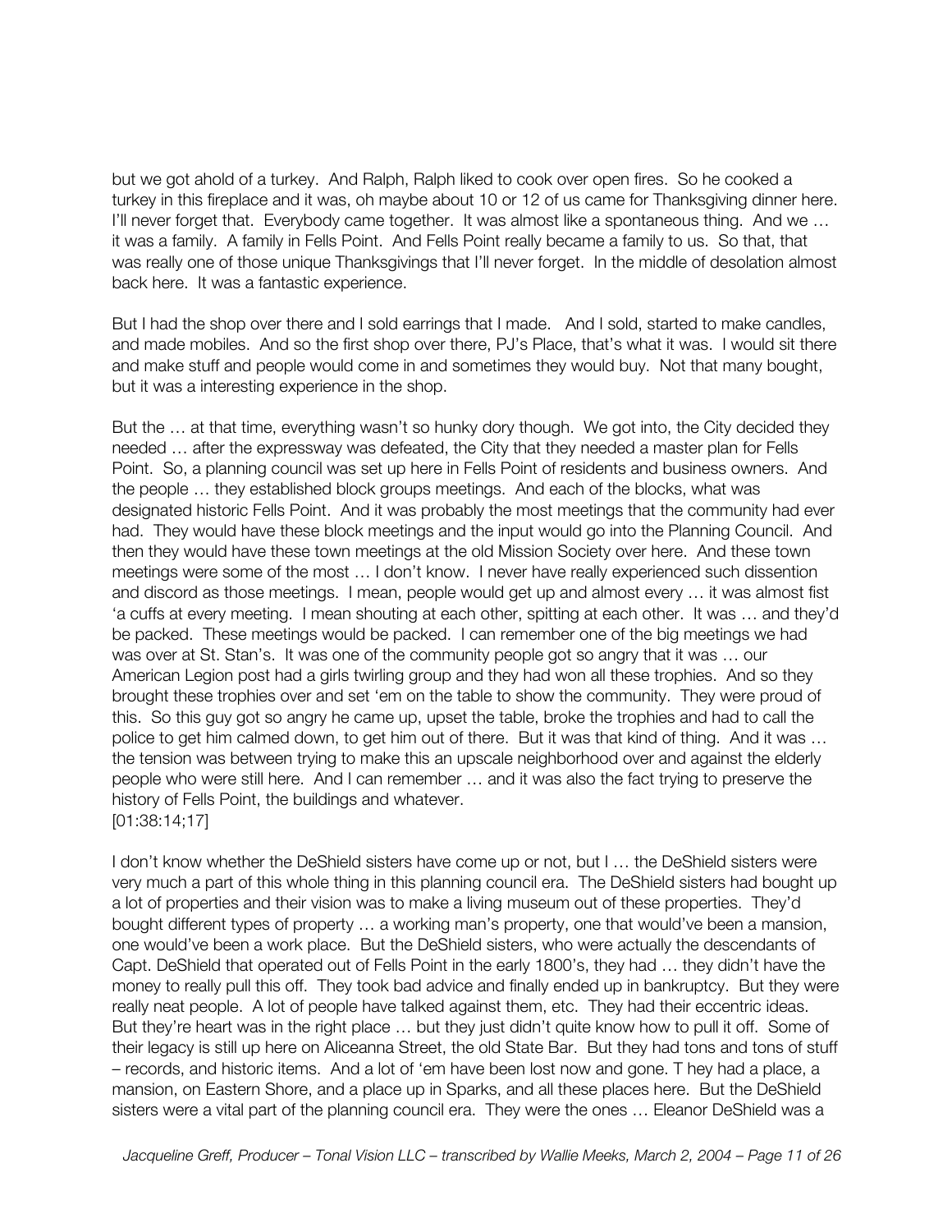but we got ahold of a turkey. And Ralph, Ralph liked to cook over open fires. So he cooked a turkey in this fireplace and it was, oh maybe about 10 or 12 of us came for Thanksgiving dinner here. I'll never forget that. Everybody came together. It was almost like a spontaneous thing. And we … it was a family. A family in Fells Point. And Fells Point really became a family to us. So that, that was really one of those unique Thanksgivings that I'll never forget. In the middle of desolation almost back here. It was a fantastic experience.

But I had the shop over there and I sold earrings that I made. And I sold, started to make candles, and made mobiles. And so the first shop over there, PJ's Place, that's what it was. I would sit there and make stuff and people would come in and sometimes they would buy. Not that many bought, but it was a interesting experience in the shop.

But the … at that time, everything wasn't so hunky dory though. We got into, the City decided they needed … after the expressway was defeated, the City that they needed a master plan for Fells Point. So, a planning council was set up here in Fells Point of residents and business owners. And the people … they established block groups meetings. And each of the blocks, what was designated historic Fells Point. And it was probably the most meetings that the community had ever had. They would have these block meetings and the input would go into the Planning Council. And then they would have these town meetings at the old Mission Society over here. And these town meetings were some of the most … I don't know. I never have really experienced such dissention and discord as those meetings. I mean, people would get up and almost every … it was almost fist 'a cuffs at every meeting. I mean shouting at each other, spitting at each other. It was … and they'd be packed. These meetings would be packed. I can remember one of the big meetings we had was over at St. Stan's. It was one of the community people got so angry that it was … our American Legion post had a girls twirling group and they had won all these trophies. And so they brought these trophies over and set 'em on the table to show the community. They were proud of this. So this guy got so angry he came up, upset the table, broke the trophies and had to call the police to get him calmed down, to get him out of there. But it was that kind of thing. And it was … the tension was between trying to make this an upscale neighborhood over and against the elderly people who were still here. And I can remember … and it was also the fact trying to preserve the history of Fells Point, the buildings and whatever.
[01:38:14;17]

I don't know whether the DeShield sisters have come up or not, but I … the DeShield sisters were very much a part of this whole thing in this planning council era. The DeShield sisters had bought up a lot of properties and their vision was to make a living museum out of these properties. They'd bought different types of property … a working man's property, one that would've been a mansion, one would've been a work place. But the DeShield sisters, who were actually the descendants of Capt. DeShield that operated out of Fells Point in the early 1800's, they had … they didn't have the money to really pull this off. They took bad advice and finally ended up in bankruptcy. But they were really neat people. A lot of people have talked against them, etc. They had their eccentric ideas. But they're heart was in the right place … but they just didn't quite know how to pull it off. Some of their legacy is still up here on Aliceanna Street, the old State Bar. But they had tons and tons of stuff – records, and historic items. And a lot of 'em have been lost now and gone. T hey had a place, a mansion, on Eastern Shore, and a place up in Sparks, and all these places here. But the DeShield sisters were a vital part of the planning council era. They were the ones … Eleanor DeShield was a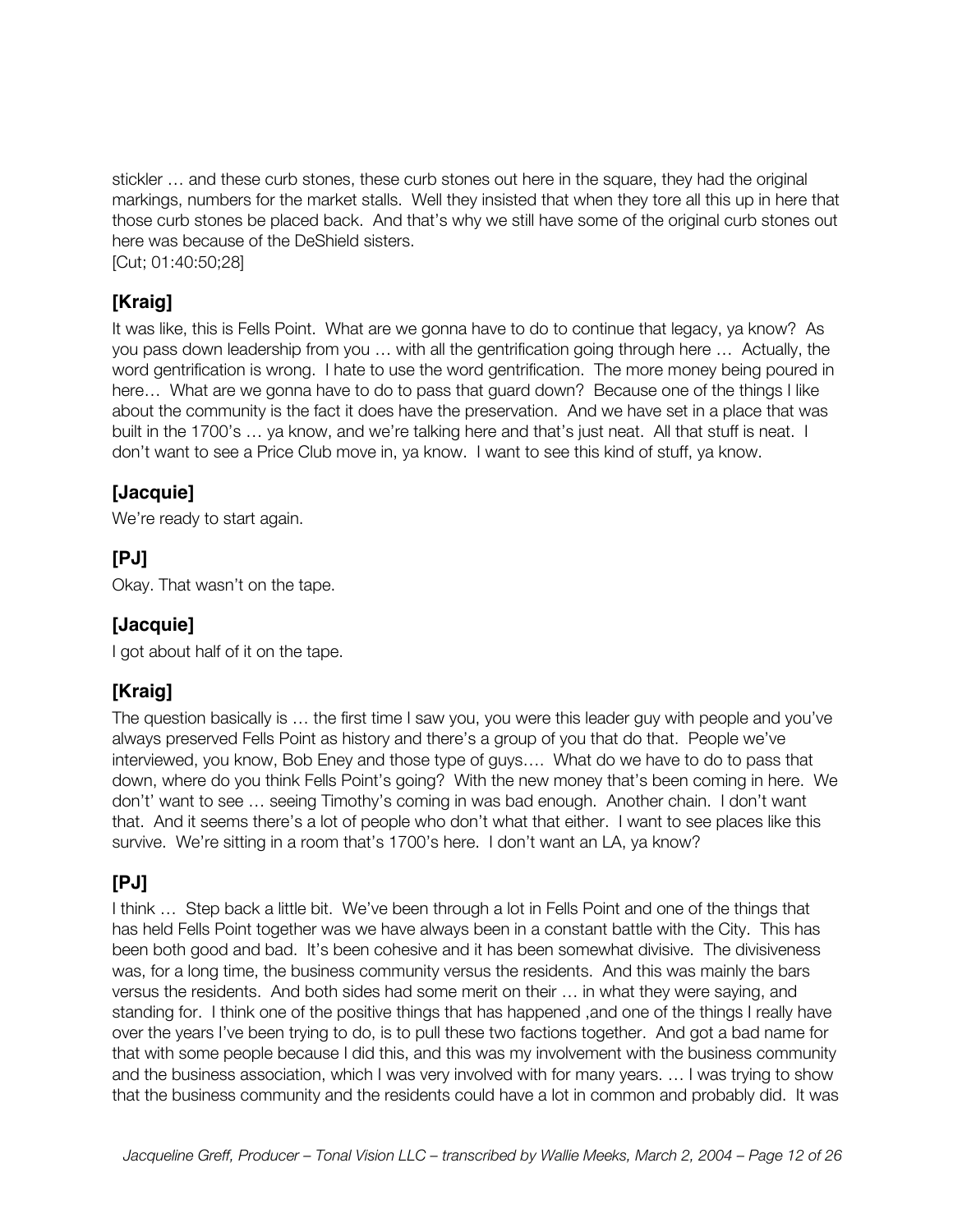stickler … and these curb stones, these curb stones out here in the square, they had the original markings, numbers for the market stalls. Well they insisted that when they tore all this up in here that those curb stones be placed back. And that's why we still have some of the original curb stones out here was because of the DeShield sisters.
[Cut; 01:40:50;28]

## [Kraig]

It was like, this is Fells Point. What are we gonna have to do to continue that legacy, ya know? As you pass down leadership from you … with all the gentrification going through here … Actually, the word gentrification is wrong. I hate to use the word gentrification. The more money being poured in here… What are we gonna have to do to pass that guard down? Because one of the things I like about the community is the fact it does have the preservation. And we have set in a place that was built in the 1700's … ya know, and we're talking here and that's just neat. All that stuff is neat. I don't want to see a Price Club move in, ya know. I want to see this kind of stuff, ya know.

## [Jacquie]

We're ready to start again.

## [PJ]

Okay. That wasn't on the tape.

## [Jacquie]

I got about half of it on the tape.

## [Kraig]

The question basically is … the first time I saw you, you were this leader guy with people and you've always preserved Fells Point as history and there's a group of you that do that. People we've interviewed, you know, Bob Eney and those type of guys…. What do we have to do to pass that down, where do you think Fells Point's going? With the new money that's been coming in here. We don't' want to see … seeing Timothy's coming in was bad enough. Another chain. I don't want that. And it seems there's a lot of people who don't what that either. I want to see places like this survive. We're sitting in a room that's 1700's here. I don't want an LA, ya know?

## [PJ]

I think … Step back a little bit. We've been through a lot in Fells Point and one of the things that has held Fells Point together was we have always been in a constant battle with the City. This has been both good and bad. It's been cohesive and it has been somewhat divisive. The divisiveness was, for a long time, the business community versus the residents. And this was mainly the bars versus the residents. And both sides had some merit on their … in what they were saying, and standing for. I think one of the positive things that has happened ,and one of the things I really have over the years I've been trying to do, is to pull these two factions together. And got a bad name for that with some people because I did this, and this was my involvement with the business community and the business association, which I was very involved with for many years. … I was trying to show that the business community and the residents could have a lot in common and probably did. It was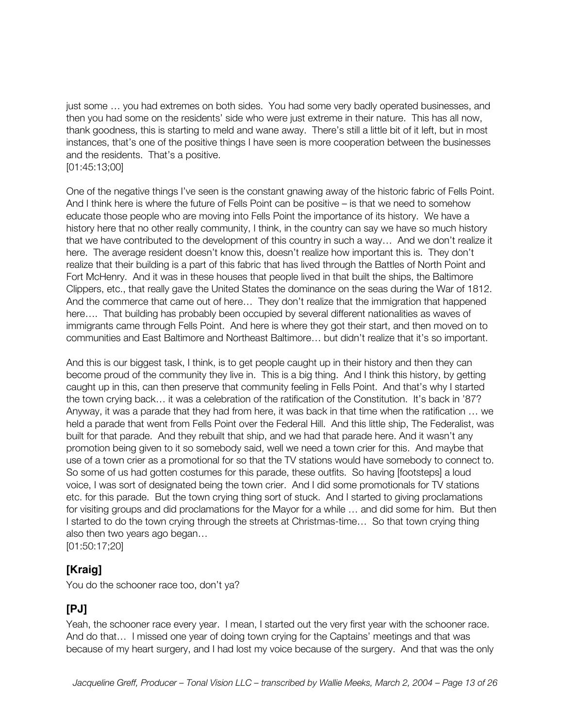just some … you had extremes on both sides. You had some very badly operated businesses, and then you had some on the residents' side who were just extreme in their nature. This has all now, thank goodness, this is starting to meld and wane away. There's still a little bit of it left, but in most instances, that's one of the positive things I have seen is more cooperation between the businesses and the residents. That's a positive.
[01:45:13;00]

One of the negative things I've seen is the constant gnawing away of the historic fabric of Fells Point. And I think here is where the future of Fells Point can be positive – is that we need to somehow educate those people who are moving into Fells Point the importance of its history. We have a history here that no other really community, I think, in the country can say we have so much history that we have contributed to the development of this country in such a way… And we don't realize it here. The average resident doesn't know this, doesn't realize how important this is. They don't realize that their building is a part of this fabric that has lived through the Battles of North Point and Fort McHenry. And it was in these houses that people lived in that built the ships, the Baltimore Clippers, etc., that really gave the United States the dominance on the seas during the War of 1812. And the commerce that came out of here… They don't realize that the immigration that happened here…. That building has probably been occupied by several different nationalities as waves of immigrants came through Fells Point. And here is where they got their start, and then moved on to communities and East Baltimore and Northeast Baltimore… but didn't realize that it's so important.

And this is our biggest task, I think, is to get people caught up in their history and then they can become proud of the community they live in. This is a big thing. And I think this history, by getting caught up in this, can then preserve that community feeling in Fells Point. And that's why I started the town crying back… it was a celebration of the ratification of the Constitution. It's back in '87? Anyway, it was a parade that they had from here, it was back in that time when the ratification … we held a parade that went from Fells Point over the Federal Hill. And this little ship, The Federalist, was built for that parade. And they rebuilt that ship, and we had that parade here. And it wasn't any promotion being given to it so somebody said, well we need a town crier for this. And maybe that use of a town crier as a promotional for so that the TV stations would have somebody to connect to. So some of us had gotten costumes for this parade, these outfits. So having [footsteps] a loud voice, I was sort of designated being the town crier. And I did some promotionals for TV stations etc. for this parade. But the town crying thing sort of stuck. And I started to giving proclamations for visiting groups and did proclamations for the Mayor for a while … and did some for him. But then I started to do the town crying through the streets at Christmas-time… So that town crying thing also then two years ago began…
[01:50:17;20]

## [Kraig]

You do the schooner race too, don't ya?

## [PJ]

Yeah, the schooner race every year. I mean, I started out the very first year with the schooner race. And do that… I missed one year of doing town crying for the Captains' meetings and that was because of my heart surgery, and I had lost my voice because of the surgery. And that was the only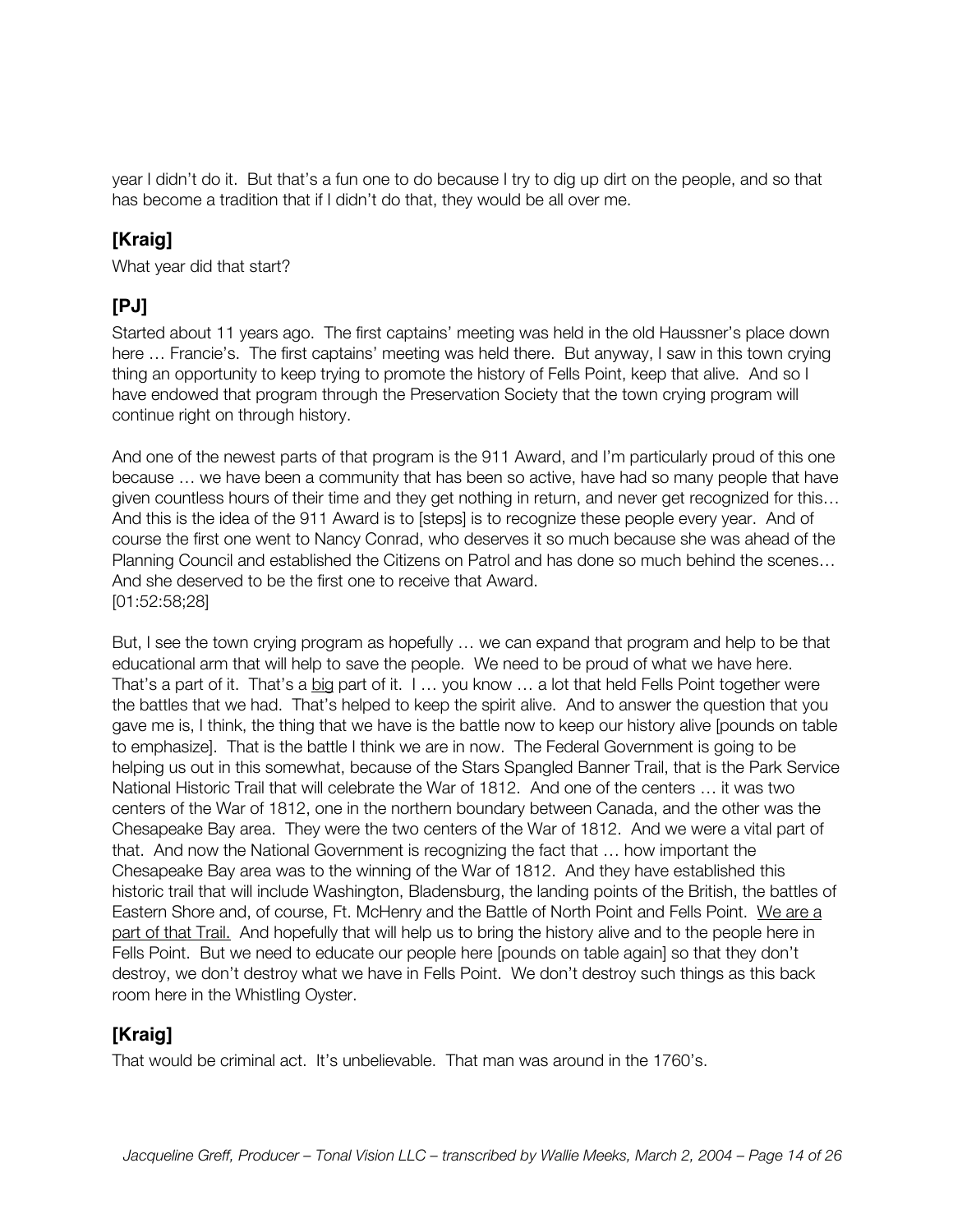year I didn't do it. But that's a fun one to do because I try to dig up dirt on the people, and so that has become a tradition that if I didn't do that, they would be all over me.

## [Kraig]

What year did that start?

## [PJ]

Started about 11 years ago. The first captains' meeting was held in the old Haussner's place down here … Francie's. The first captains' meeting was held there. But anyway, I saw in this town crying thing an opportunity to keep trying to promote the history of Fells Point, keep that alive. And so I have endowed that program through the Preservation Society that the town crying program will continue right on through history.

And one of the newest parts of that program is the 911 Award, and I'm particularly proud of this one because … we have been a community that has been so active, have had so many people that have given countless hours of their time and they get nothing in return, and never get recognized for this… And this is the idea of the 911 Award is to [steps] is to recognize these people every year. And of course the first one went to Nancy Conrad, who deserves it so much because she was ahead of the Planning Council and established the Citizens on Patrol and has done so much behind the scenes… And she deserved to be the first one to receive that Award.
[01:52:58;28]

But, I see the town crying program as hopefully … we can expand that program and help to be that educational arm that will help to save the people. We need to be proud of what we have here. That's a part of it. That's a <u>big</u> part of it. I … you know … a lot that held Fells Point together were the battles that we had. That's helped to keep the spirit alive. And to answer the question that you gave me is, I think, the thing that we have is the battle now to keep our history alive [pounds on table to emphasize]. That is the battle I think we are in now. The Federal Government is going to be helping us out in this somewhat, because of the Stars Spangled Banner Trail, that is the Park Service National Historic Trail that will celebrate the War of 1812. And one of the centers … it was two centers of the War of 1812, one in the northern boundary between Canada, and the other was the Chesapeake Bay area. They were the two centers of the War of 1812. And we were a vital part of that. And now the National Government is recognizing the fact that … how important the Chesapeake Bay area was to the winning of the War of 1812. And they have established this historic trail that will include Washington, Bladensburg, the landing points of the British, the battles of Eastern Shore and, of course, Ft. McHenry and the Battle of North Point and Fells Point. <u>We are a part of that Trail.</u> And hopefully that will help us to bring the history alive and to the people here in Fells Point. But we need to educate our people here [pounds on table again] so that they don't destroy, we don't destroy what we have in Fells Point. We don't destroy such things as this back room here in the Whistling Oyster.

## [Kraig]

That would be criminal act. It's unbelievable. That man was around in the 1760's.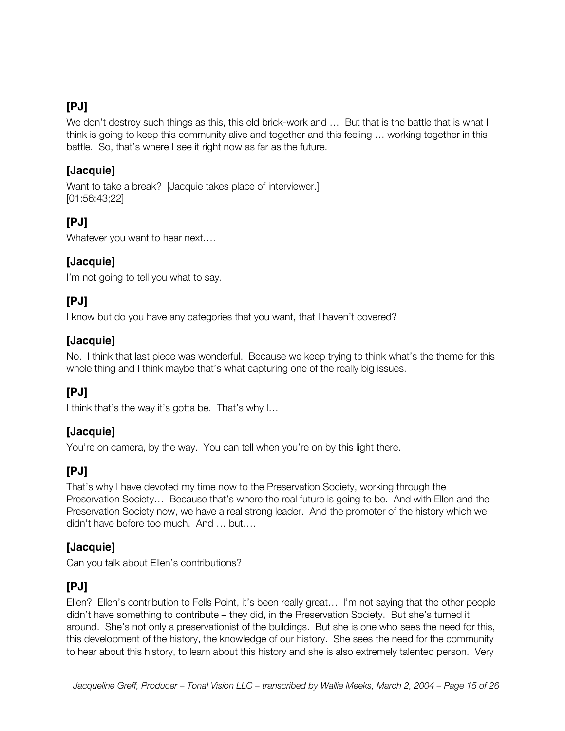**[PJ]**

We don't destroy such things as this, this old brick-work and … But that is the battle that is what I think is going to keep this community alive and together and this feeling … working together in this battle. So, that's where I see it right now as far as the future.

**[Jacquie]**

Want to take a break? [Jacquie takes place of interviewer.]
[01:56:43;22]

**[PJ]**

Whatever you want to hear next….

**[Jacquie]**

I'm not going to tell you what to say.

**[PJ]**

I know but do you have any categories that you want, that I haven't covered?

**[Jacquie]**

No. I think that last piece was wonderful. Because we keep trying to think what's the theme for this whole thing and I think maybe that's what capturing one of the really big issues.

**[PJ]**

I think that's the way it's gotta be. That's why I…

**[Jacquie]**

You're on camera, by the way. You can tell when you're on by this light there.

**[PJ]**

That's why I have devoted my time now to the Preservation Society, working through the Preservation Society… Because that's where the real future is going to be. And with Ellen and the Preservation Society now, we have a real strong leader. And the promoter of the history which we didn't have before too much. And … but….

**[Jacquie]**

Can you talk about Ellen's contributions?

**[PJ]**

Ellen? Ellen's contribution to Fells Point, it's been really great… I'm not saying that the other people didn't have something to contribute – they did, in the Preservation Society. But she's turned it around. She's not only a preservationist of the buildings. But she is one who sees the need for this, this development of the history, the knowledge of our history. She sees the need for the community to hear about this history, to learn about this history and she is also extremely talented person. Very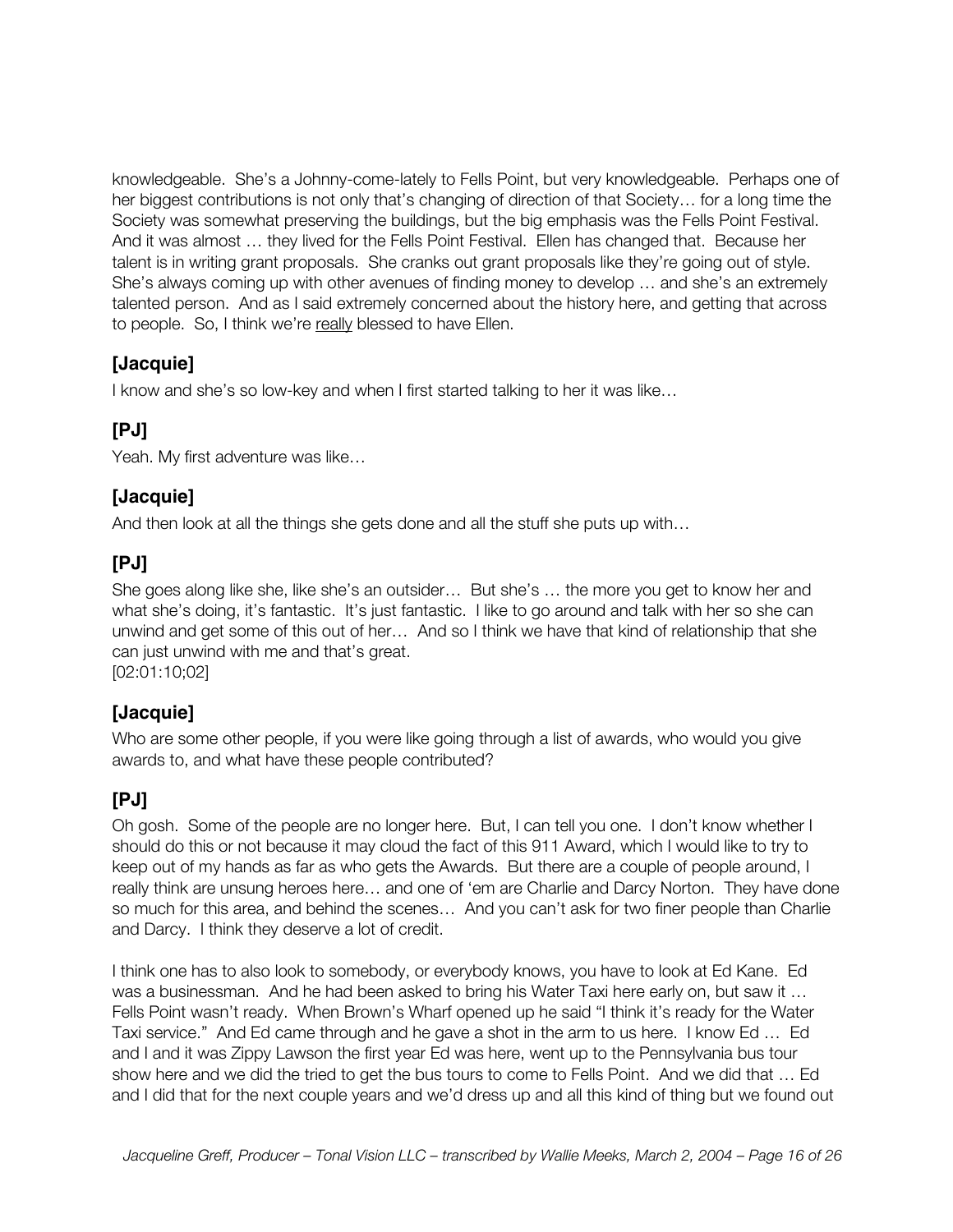knowledgeable. She's a Johnny-come-lately to Fells Point, but very knowledgeable. Perhaps one of her biggest contributions is not only that's changing of direction of that Society… for a long time the Society was somewhat preserving the buildings, but the big emphasis was the Fells Point Festival. And it was almost … they lived for the Fells Point Festival. Ellen has changed that. Because her talent is in writing grant proposals. She cranks out grant proposals like they're going out of style. She's always coming up with other avenues of finding money to develop … and she's an extremely talented person. And as I said extremely concerned about the history here, and getting that across to people. So, I think we're <u>really</u> blessed to have Ellen.

## [Jacquie]

I know and she's so low-key and when I first started talking to her it was like…

## [PJ]

Yeah. My first adventure was like…

## [Jacquie]

And then look at all the things she gets done and all the stuff she puts up with…

## [PJ]

She goes along like she, like she's an outsider… But she's … the more you get to know her and what she's doing, it's fantastic. It's just fantastic. I like to go around and talk with her so she can unwind and get some of this out of her… And so I think we have that kind of relationship that she can just unwind with me and that's great.
[02:01:10;02]

## [Jacquie]

Who are some other people, if you were like going through a list of awards, who would you give awards to, and what have these people contributed?

## [PJ]

Oh gosh. Some of the people are no longer here. But, I can tell you one. I don't know whether I should do this or not because it may cloud the fact of this 911 Award, which I would like to try to keep out of my hands as far as who gets the Awards. But there are a couple of people around, I really think are unsung heroes here… and one of 'em are Charlie and Darcy Norton. They have done so much for this area, and behind the scenes… And you can't ask for two finer people than Charlie and Darcy. I think they deserve a lot of credit.

I think one has to also look to somebody, or everybody knows, you have to look at Ed Kane. Ed was a businessman. And he had been asked to bring his Water Taxi here early on, but saw it … Fells Point wasn't ready. When Brown's Wharf opened up he said "I think it's ready for the Water Taxi service." And Ed came through and he gave a shot in the arm to us here. I know Ed … Ed and I and it was Zippy Lawson the first year Ed was here, went up to the Pennsylvania bus tour show here and we did the tried to get the bus tours to come to Fells Point. And we did that … Ed and I did that for the next couple years and we'd dress up and all this kind of thing but we found out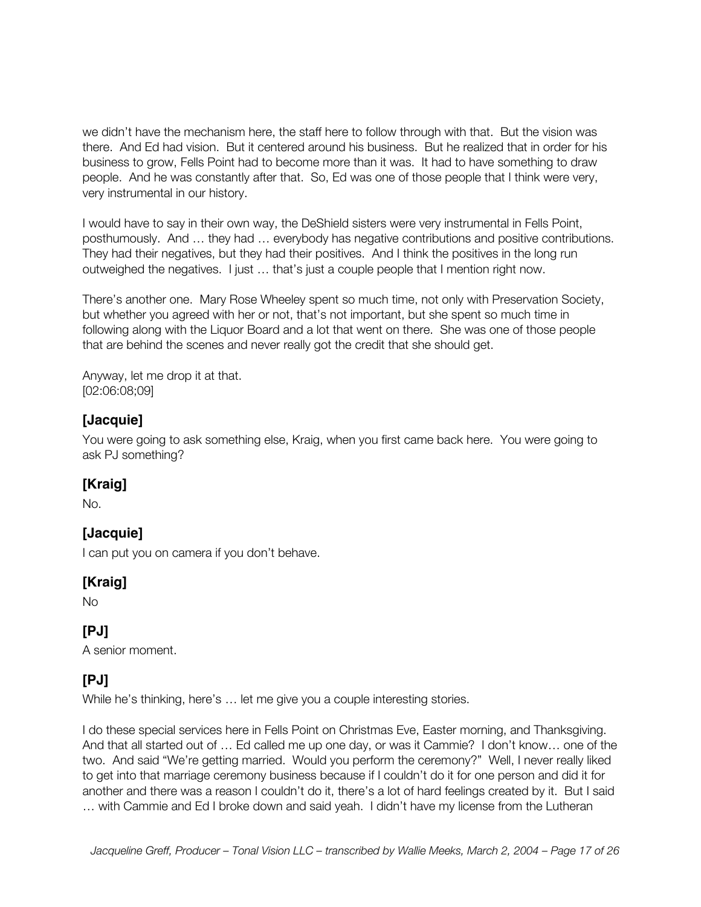we didn't have the mechanism here, the staff here to follow through with that. But the vision was there. And Ed had vision. But it centered around his business. But he realized that in order for his business to grow, Fells Point had to become more than it was. It had to have something to draw people. And he was constantly after that. So, Ed was one of those people that I think were very, very instrumental in our history.

I would have to say in their own way, the DeShield sisters were very instrumental in Fells Point, posthumously. And … they had … everybody has negative contributions and positive contributions. They had their negatives, but they had their positives. And I think the positives in the long run outweighed the negatives. I just … that's just a couple people that I mention right now.

There's another one. Mary Rose Wheeley spent so much time, not only with Preservation Society, but whether you agreed with her or not, that's not important, but she spent so much time in following along with the Liquor Board and a lot that went on there. She was one of those people that are behind the scenes and never really got the credit that she should get.

Anyway, let me drop it at that.
[02:06:08;09]

## [Jacquie]

You were going to ask something else, Kraig, when you first came back here. You were going to ask PJ something?

## [Kraig]

No.

## [Jacquie]

I can put you on camera if you don't behave.

## [Kraig]

No

## [PJ]

A senior moment.

## [PJ]

While he's thinking, here's … let me give you a couple interesting stories.

I do these special services here in Fells Point on Christmas Eve, Easter morning, and Thanksgiving. And that all started out of … Ed called me up one day, or was it Cammie? I don't know… one of the two. And said "We're getting married. Would you perform the ceremony?" Well, I never really liked to get into that marriage ceremony business because if I couldn't do it for one person and did it for another and there was a reason I couldn't do it, there's a lot of hard feelings created by it. But I said … with Cammie and Ed I broke down and said yeah. I didn't have my license from the Lutheran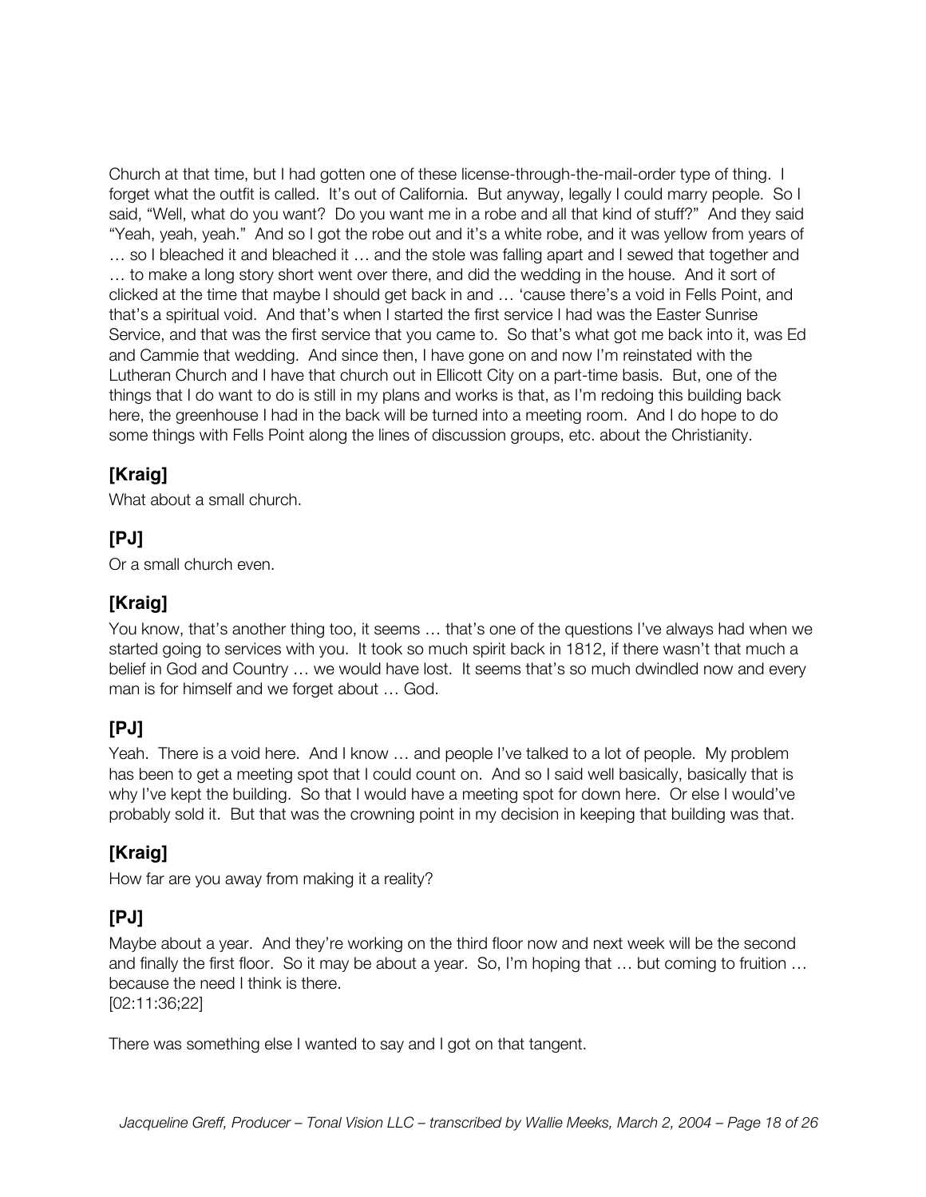Church at that time, but I had gotten one of these license-through-the-mail-order type of thing. I forget what the outfit is called. It's out of California. But anyway, legally I could marry people. So I said, "Well, what do you want? Do you want me in a robe and all that kind of stuff?" And they said "Yeah, yeah, yeah." And so I got the robe out and it's a white robe, and it was yellow from years of … so I bleached it and bleached it … and the stole was falling apart and I sewed that together and … to make a long story short went over there, and did the wedding in the house. And it sort of clicked at the time that maybe I should get back in and … 'cause there's a void in Fells Point, and that's a spiritual void. And that's when I started the first service I had was the Easter Sunrise Service, and that was the first service that you came to. So that's what got me back into it, was Ed and Cammie that wedding. And since then, I have gone on and now I'm reinstated with the Lutheran Church and I have that church out in Ellicott City on a part-time basis. But, one of the things that I do want to do is still in my plans and works is that, as I'm redoing this building back here, the greenhouse I had in the back will be turned into a meeting room. And I do hope to do some things with Fells Point along the lines of discussion groups, etc. about the Christianity.

### [Kraig]

What about a small church.

### [PJ]

Or a small church even.

### [Kraig]

You know, that's another thing too, it seems … that's one of the questions I've always had when we started going to services with you. It took so much spirit back in 1812, if there wasn't that much a belief in God and Country … we would have lost. It seems that's so much dwindled now and every man is for himself and we forget about … God.

### [PJ]

Yeah. There is a void here. And I know … and people I've talked to a lot of people. My problem has been to get a meeting spot that I could count on. And so I said well basically, basically that is why I've kept the building. So that I would have a meeting spot for down here. Or else I would've probably sold it. But that was the crowning point in my decision in keeping that building was that.

### [Kraig]

How far are you away from making it a reality?

### [PJ]

Maybe about a year. And they're working on the third floor now and next week will be the second and finally the first floor. So it may be about a year. So, I'm hoping that … but coming to fruition … because the need I think is there.
[02:11:36;22]

There was something else I wanted to say and I got on that tangent.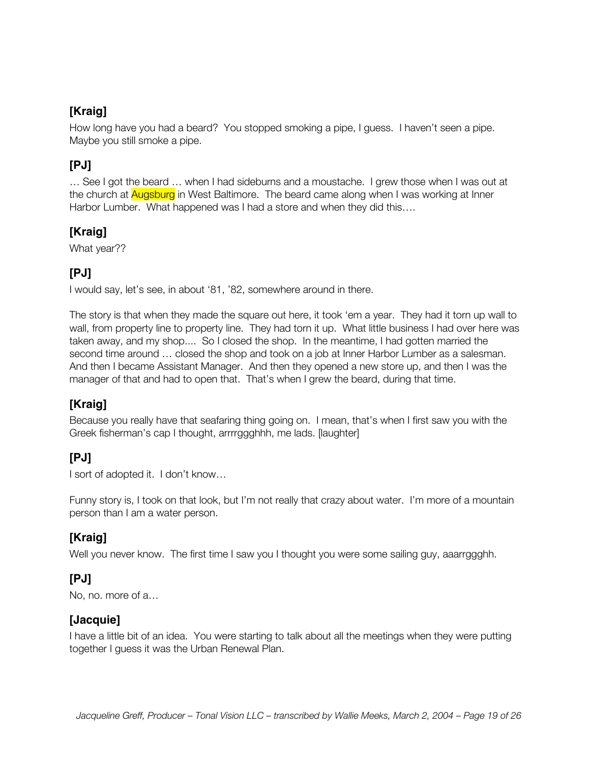**[Kraig]**

How long have you had a beard? You stopped smoking a pipe, I guess. I haven't seen a pipe. Maybe you still smoke a pipe.

**[PJ]**

… See I got the beard … when I had sideburns and a moustache. I grew those when I was out at the church at Augsburg in West Baltimore. The beard came along when I was working at Inner Harbor Lumber. What happened was I had a store and when they did this….

**[Kraig]**

What year??

**[PJ]**

I would say, let's see, in about '81, '82, somewhere around in there.

The story is that when they made the square out here, it took 'em a year. They had it torn up wall to wall, from property line to property line. They had torn it up. What little business I had over here was taken away, and my shop.... So I closed the shop. In the meantime, I had gotten married the second time around … closed the shop and took on a job at Inner Harbor Lumber as a salesman. And then I became Assistant Manager. And then they opened a new store up, and then I was the manager of that and had to open that. That's when I grew the beard, during that time.

**[Kraig]**

Because you really have that seafaring thing going on. I mean, that's when I first saw you with the Greek fisherman's cap I thought, arrrrggghhh, me lads. [laughter]

**[PJ]**

I sort of adopted it. I don't know…

Funny story is, I took on that look, but I'm not really that crazy about water. I'm more of a mountain person than I am a water person.

**[Kraig]**

Well you never know. The first time I saw you I thought you were some sailing guy, aaarrggghh.

**[PJ]**

No, no. more of a…

**[Jacquie]**

I have a little bit of an idea. You were starting to talk about all the meetings when they were putting together I guess it was the Urban Renewal Plan.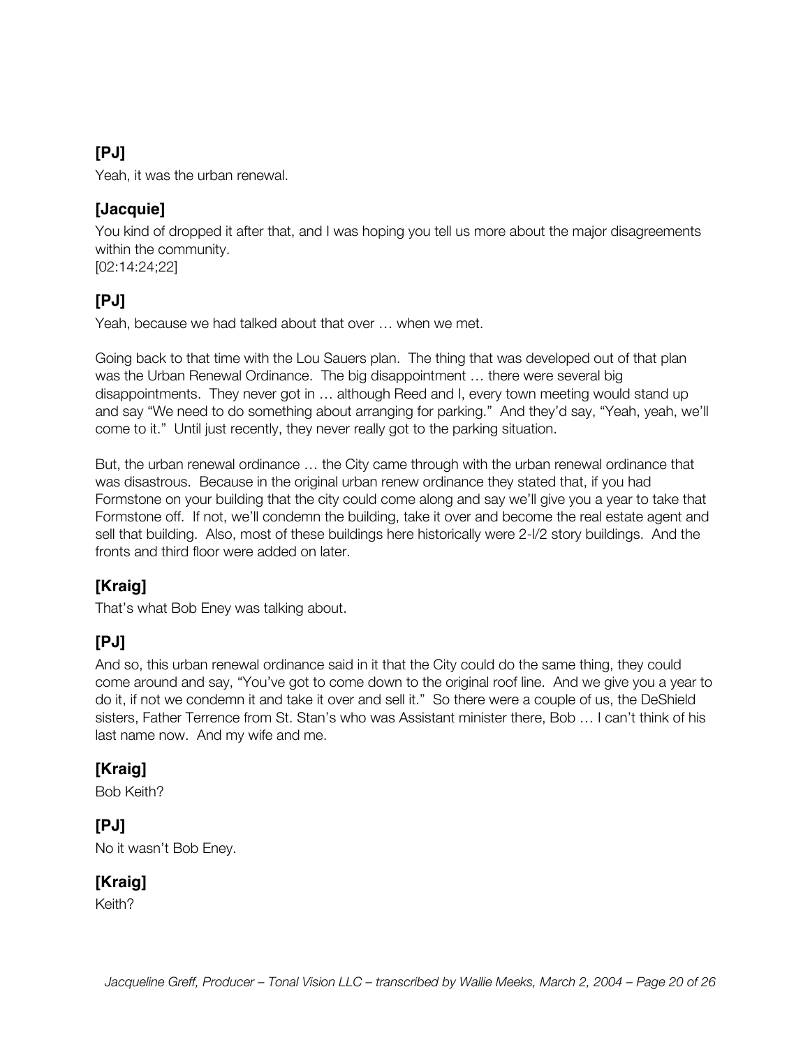**[PJ]**

Yeah, it was the urban renewal.

**[Jacquie]**

You kind of dropped it after that, and I was hoping you tell us more about the major disagreements within the community.
[02:14:24;22]

**[PJ]**

Yeah, because we had talked about that over … when we met.

Going back to that time with the Lou Sauers plan. The thing that was developed out of that plan was the Urban Renewal Ordinance. The big disappointment … there were several big disappointments. They never got in … although Reed and I, every town meeting would stand up and say "We need to do something about arranging for parking." And they'd say, "Yeah, yeah, we'll come to it." Until just recently, they never really got to the parking situation.

But, the urban renewal ordinance … the City came through with the urban renewal ordinance that was disastrous. Because in the original urban renew ordinance they stated that, if you had Formstone on your building that the city could come along and say we'll give you a year to take that Formstone off. If not, we'll condemn the building, take it over and become the real estate agent and sell that building. Also, most of these buildings here historically were 2-l/2 story buildings. And the fronts and third floor were added on later.

**[Kraig]**

That's what Bob Eney was talking about.

**[PJ]**

And so, this urban renewal ordinance said in it that the City could do the same thing, they could come around and say, "You've got to come down to the original roof line. And we give you a year to do it, if not we condemn it and take it over and sell it." So there were a couple of us, the DeShield sisters, Father Terrence from St. Stan's who was Assistant minister there, Bob … I can't think of his last name now. And my wife and me.

**[Kraig]**

Bob Keith?

**[PJ]**

No it wasn't Bob Eney.

**[Kraig]**

Keith?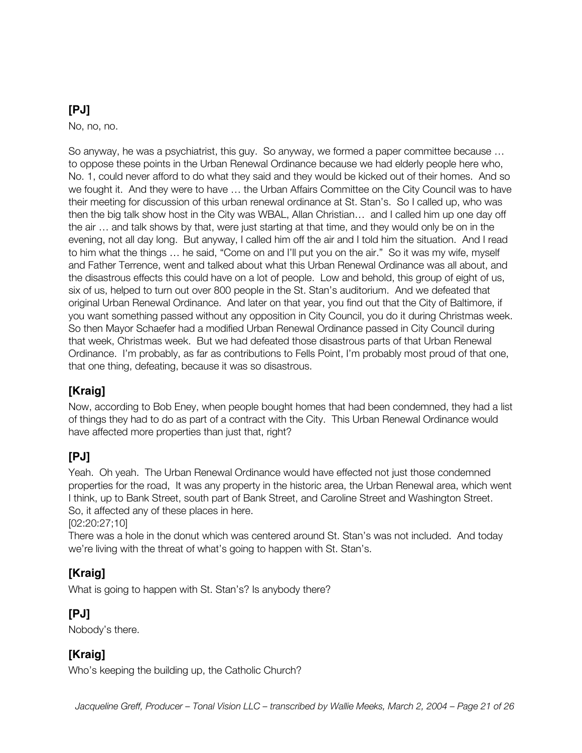## [PJ]

No, no, no.

So anyway, he was a psychiatrist, this guy. So anyway, we formed a paper committee because … to oppose these points in the Urban Renewal Ordinance because we had elderly people here who, No. 1, could never afford to do what they said and they would be kicked out of their homes. And so we fought it. And they were to have … the Urban Affairs Committee on the City Council was to have their meeting for discussion of this urban renewal ordinance at St. Stan's. So I called up, who was then the big talk show host in the City was WBAL, Allan Christian… and I called him up one day off the air … and talk shows by that, were just starting at that time, and they would only be on in the evening, not all day long. But anyway, I called him off the air and I told him the situation. And I read to him what the things … he said, "Come on and I'll put you on the air." So it was my wife, myself and Father Terrence, went and talked about what this Urban Renewal Ordinance was all about, and the disastrous effects this could have on a lot of people. Low and behold, this group of eight of us, six of us, helped to turn out over 800 people in the St. Stan's auditorium. And we defeated that original Urban Renewal Ordinance. And later on that year, you find out that the City of Baltimore, if you want something passed without any opposition in City Council, you do it during Christmas week. So then Mayor Schaefer had a modified Urban Renewal Ordinance passed in City Council during that week, Christmas week. But we had defeated those disastrous parts of that Urban Renewal Ordinance. I'm probably, as far as contributions to Fells Point, I'm probably most proud of that one, that one thing, defeating, because it was so disastrous.

## [Kraig]

Now, according to Bob Eney, when people bought homes that had been condemned, they had a list of things they had to do as part of a contract with the City. This Urban Renewal Ordinance would have affected more properties than just that, right?

## [PJ]

Yeah. Oh yeah. The Urban Renewal Ordinance would have effected not just those condemned properties for the road, It was any property in the historic area, the Urban Renewal area, which went I think, up to Bank Street, south part of Bank Street, and Caroline Street and Washington Street. So, it affected any of these places in here.

[02:20:27;10]

There was a hole in the donut which was centered around St. Stan's was not included. And today we're living with the threat of what's going to happen with St. Stan's.

## [Kraig]

What is going to happen with St. Stan's? Is anybody there?

## [PJ]

Nobody's there.

## [Kraig]

Who's keeping the building up, the Catholic Church?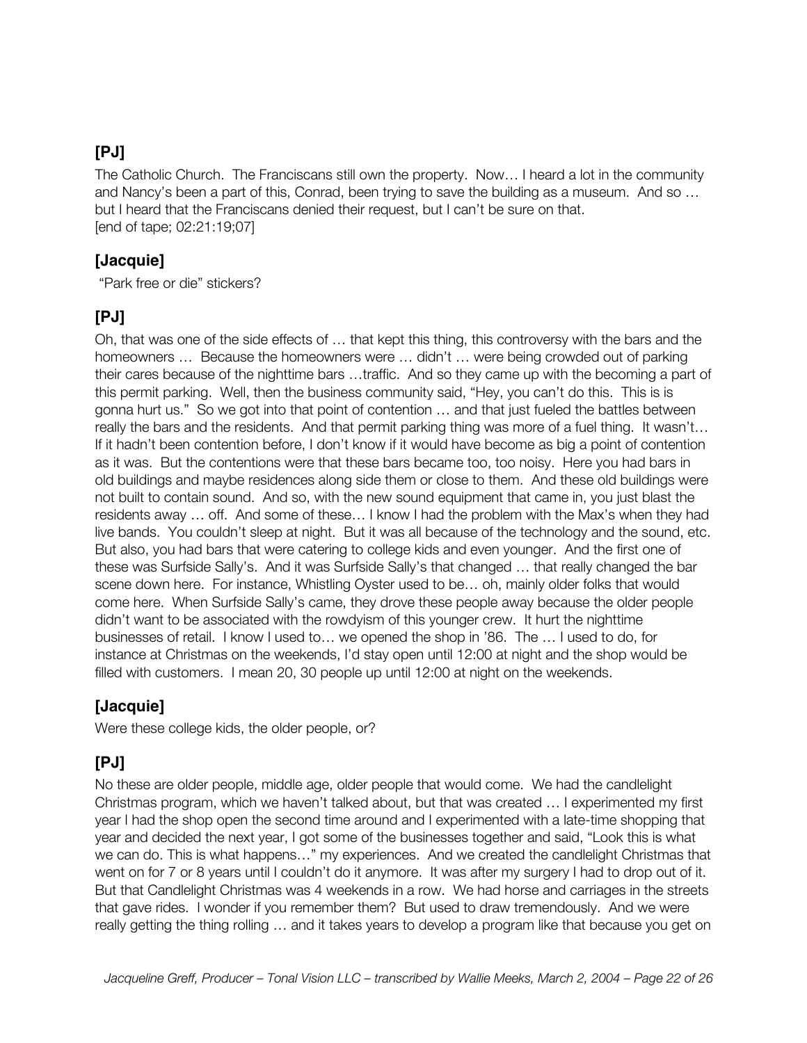## [PJ]

The Catholic Church. The Franciscans still own the property. Now… I heard a lot in the community and Nancy's been a part of this, Conrad, been trying to save the building as a museum. And so … but I heard that the Franciscans denied their request, but I can't be sure on that.
[end of tape; 02:21:19;07]

## [Jacquie]

"Park free or die" stickers?

## [PJ]

Oh, that was one of the side effects of … that kept this thing, this controversy with the bars and the homeowners … Because the homeowners were … didn't … were being crowded out of parking their cares because of the nighttime bars …traffic. And so they came up with the becoming a part of this permit parking. Well, then the business community said, "Hey, you can't do this. This is is gonna hurt us." So we got into that point of contention … and that just fueled the battles between really the bars and the residents. And that permit parking thing was more of a fuel thing. It wasn't… If it hadn't been contention before, I don't know if it would have become as big a point of contention as it was. But the contentions were that these bars became too, too noisy. Here you had bars in old buildings and maybe residences along side them or close to them. And these old buildings were not built to contain sound. And so, with the new sound equipment that came in, you just blast the residents away … off. And some of these… I know I had the problem with the Max's when they had live bands. You couldn't sleep at night. But it was all because of the technology and the sound, etc. But also, you had bars that were catering to college kids and even younger. And the first one of these was Surfside Sally's. And it was Surfside Sally's that changed … that really changed the bar scene down here. For instance, Whistling Oyster used to be… oh, mainly older folks that would come here. When Surfside Sally's came, they drove these people away because the older people didn't want to be associated with the rowdyism of this younger crew. It hurt the nighttime businesses of retail. I know I used to… we opened the shop in '86. The … I used to do, for instance at Christmas on the weekends, I'd stay open until 12:00 at night and the shop would be filled with customers. I mean 20, 30 people up until 12:00 at night on the weekends.

## [Jacquie]

Were these college kids, the older people, or?

## [PJ]

No these are older people, middle age, older people that would come. We had the candlelight Christmas program, which we haven't talked about, but that was created … I experimented my first year I had the shop open the second time around and I experimented with a late-time shopping that year and decided the next year, I got some of the businesses together and said, "Look this is what we can do. This is what happens…" my experiences. And we created the candlelight Christmas that went on for 7 or 8 years until I couldn't do it anymore. It was after my surgery I had to drop out of it. But that Candlelight Christmas was 4 weekends in a row. We had horse and carriages in the streets that gave rides. I wonder if you remember them? But used to draw tremendously. And we were really getting the thing rolling … and it takes years to develop a program like that because you get on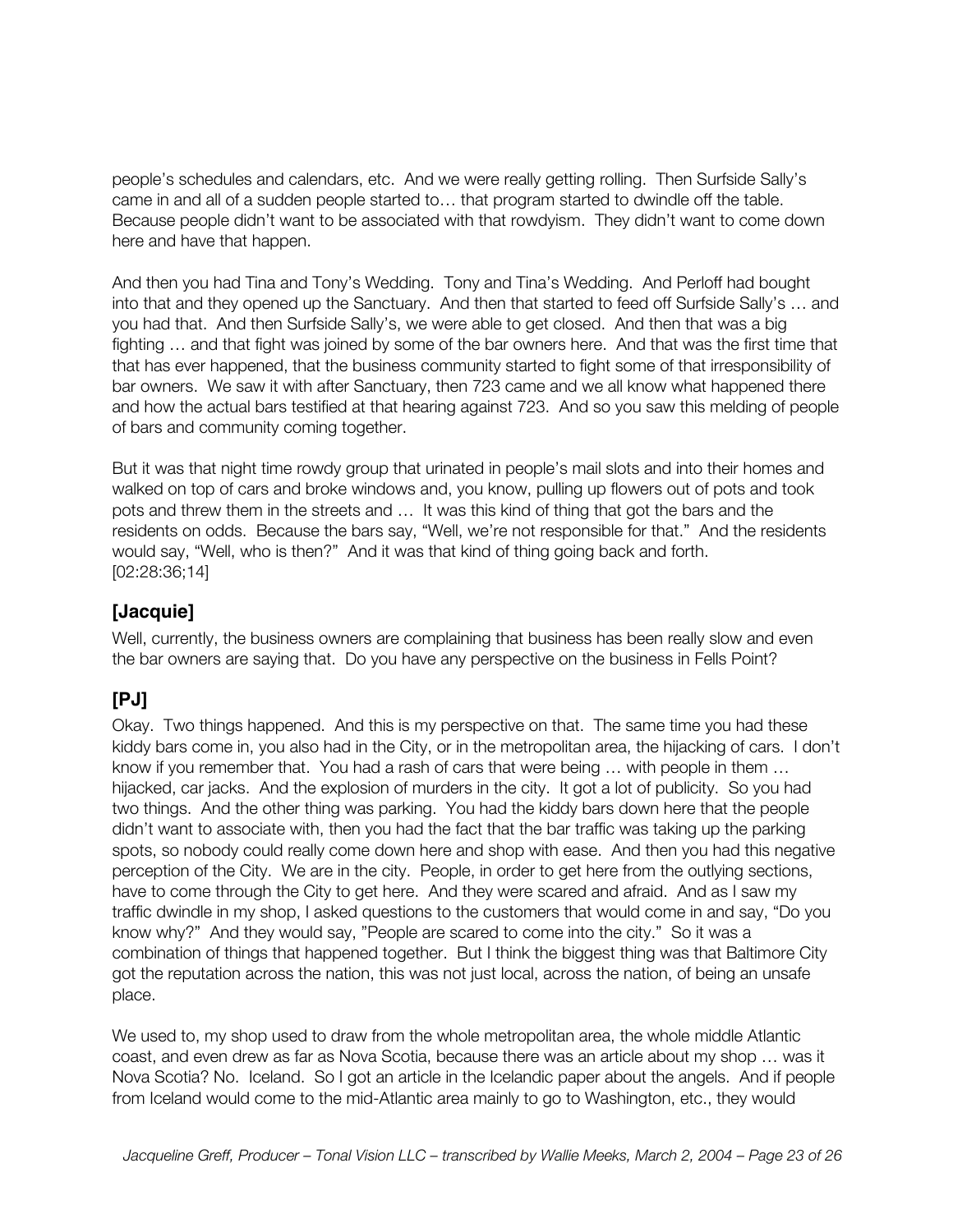people's schedules and calendars, etc. And we were really getting rolling. Then Surfside Sally's came in and all of a sudden people started to… that program started to dwindle off the table. Because people didn't want to be associated with that rowdyism. They didn't want to come down here and have that happen.

And then you had Tina and Tony's Wedding. Tony and Tina's Wedding. And Perloff had bought into that and they opened up the Sanctuary. And then that started to feed off Surfside Sally's … and you had that. And then Surfside Sally's, we were able to get closed. And then that was a big fighting … and that fight was joined by some of the bar owners here. And that was the first time that that has ever happened, that the business community started to fight some of that irresponsibility of bar owners. We saw it with after Sanctuary, then 723 came and we all know what happened there and how the actual bars testified at that hearing against 723. And so you saw this melding of people of bars and community coming together.

But it was that night time rowdy group that urinated in people's mail slots and into their homes and walked on top of cars and broke windows and, you know, pulling up flowers out of pots and took pots and threw them in the streets and … It was this kind of thing that got the bars and the residents on odds. Because the bars say, "Well, we're not responsible for that." And the residents would say, "Well, who is then?" And it was that kind of thing going back and forth.
[02:28:36;14]

## [Jacquie]

Well, currently, the business owners are complaining that business has been really slow and even the bar owners are saying that. Do you have any perspective on the business in Fells Point?

## [PJ]

Okay. Two things happened. And this is my perspective on that. The same time you had these kiddy bars come in, you also had in the City, or in the metropolitan area, the hijacking of cars. I don't know if you remember that. You had a rash of cars that were being … with people in them … hijacked, car jacks. And the explosion of murders in the city. It got a lot of publicity. So you had two things. And the other thing was parking. You had the kiddy bars down here that the people didn't want to associate with, then you had the fact that the bar traffic was taking up the parking spots, so nobody could really come down here and shop with ease. And then you had this negative perception of the City. We are in the city. People, in order to get here from the outlying sections, have to come through the City to get here. And they were scared and afraid. And as I saw my traffic dwindle in my shop, I asked questions to the customers that would come in and say, "Do you know why?" And they would say, "People are scared to come into the city." So it was a combination of things that happened together. But I think the biggest thing was that Baltimore City got the reputation across the nation, this was not just local, across the nation, of being an unsafe place.

We used to, my shop used to draw from the whole metropolitan area, the whole middle Atlantic coast, and even drew as far as Nova Scotia, because there was an article about my shop … was it Nova Scotia? No. Iceland. So I got an article in the Icelandic paper about the angels. And if people from Iceland would come to the mid-Atlantic area mainly to go to Washington, etc., they would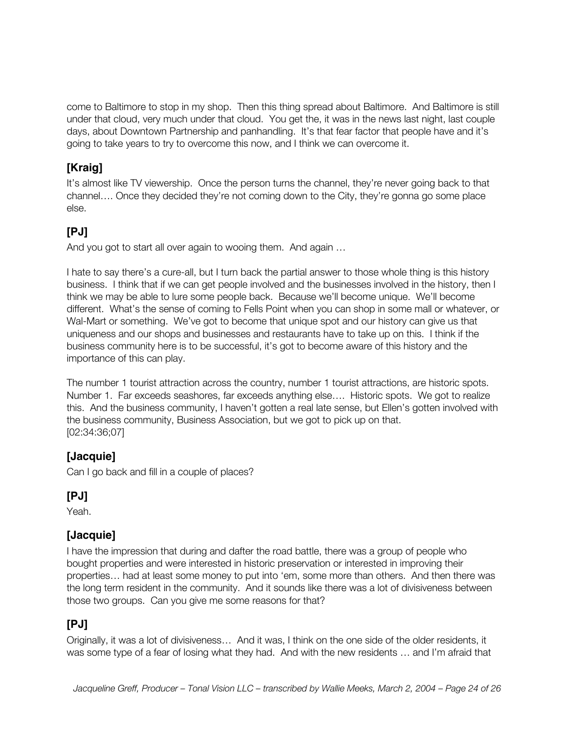come to Baltimore to stop in my shop. Then this thing spread about Baltimore. And Baltimore is still under that cloud, very much under that cloud. You get the, it was in the news last night, last couple days, about Downtown Partnership and panhandling. It's that fear factor that people have and it's going to take years to try to overcome this now, and I think we can overcome it.

### [Kraig]

It's almost like TV viewership. Once the person turns the channel, they're never going back to that channel…. Once they decided they're not coming down to the City, they're gonna go some place else.

### [PJ]

And you got to start all over again to wooing them. And again …

I hate to say there's a cure-all, but I turn back the partial answer to those whole thing is this history business. I think that if we can get people involved and the businesses involved in the history, then I think we may be able to lure some people back. Because we'll become unique. We'll become different. What's the sense of coming to Fells Point when you can shop in some mall or whatever, or Wal-Mart or something. We've got to become that unique spot and our history can give us that uniqueness and our shops and businesses and restaurants have to take up on this. I think if the business community here is to be successful, it's got to become aware of this history and the importance of this can play.

The number 1 tourist attraction across the country, number 1 tourist attractions, are historic spots. Number 1. Far exceeds seashores, far exceeds anything else…. Historic spots. We got to realize this. And the business community, I haven't gotten a real late sense, but Ellen's gotten involved with the business community, Business Association, but we got to pick up on that.
[02:34:36;07]

### [Jacquie]

Can I go back and fill in a couple of places?

### [PJ]

Yeah.

### [Jacquie]

I have the impression that during and dafter the road battle, there was a group of people who bought properties and were interested in historic preservation or interested in improving their properties… had at least some money to put into 'em, some more than others. And then there was the long term resident in the community. And it sounds like there was a lot of divisiveness between those two groups. Can you give me some reasons for that?

### [PJ]

Originally, it was a lot of divisiveness… And it was, I think on the one side of the older residents, it was some type of a fear of losing what they had. And with the new residents … and I'm afraid that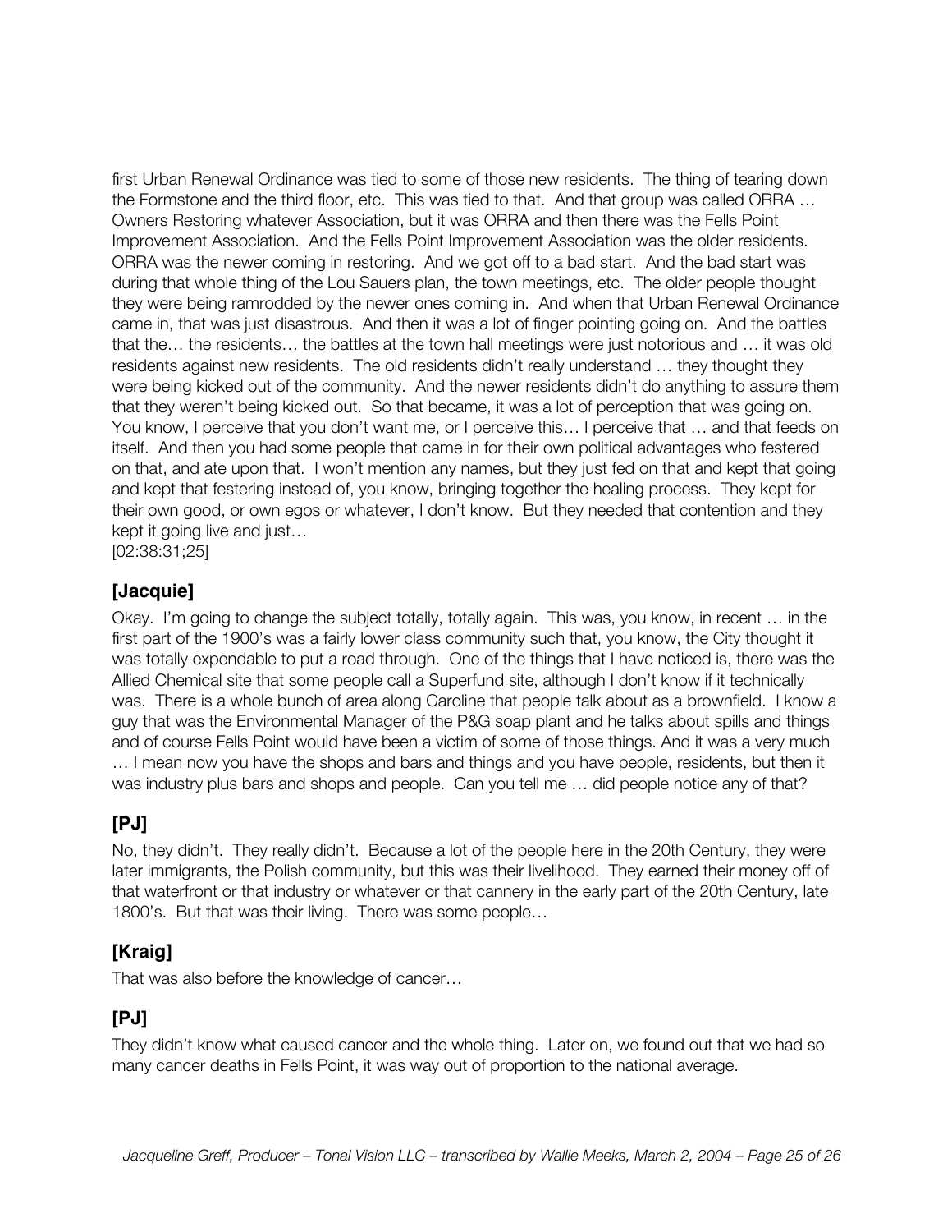first Urban Renewal Ordinance was tied to some of those new residents. The thing of tearing down the Formstone and the third floor, etc. This was tied to that. And that group was called ORRA … Owners Restoring whatever Association, but it was ORRA and then there was the Fells Point Improvement Association. And the Fells Point Improvement Association was the older residents. ORRA was the newer coming in restoring. And we got off to a bad start. And the bad start was during that whole thing of the Lou Sauers plan, the town meetings, etc. The older people thought they were being ramrodded by the newer ones coming in. And when that Urban Renewal Ordinance came in, that was just disastrous. And then it was a lot of finger pointing going on. And the battles that the… the residents… the battles at the town hall meetings were just notorious and … it was old residents against new residents. The old residents didn't really understand … they thought they were being kicked out of the community. And the newer residents didn't do anything to assure them that they weren't being kicked out. So that became, it was a lot of perception that was going on. You know, I perceive that you don't want me, or I perceive this… I perceive that … and that feeds on itself. And then you had some people that came in for their own political advantages who festered on that, and ate upon that. I won't mention any names, but they just fed on that and kept that going and kept that festering instead of, you know, bringing together the healing process. They kept for their own good, or own egos or whatever, I don't know. But they needed that contention and they kept it going live and just…
[02:38:31;25]

## [Jacquie]

Okay. I'm going to change the subject totally, totally again. This was, you know, in recent … in the first part of the 1900's was a fairly lower class community such that, you know, the City thought it was totally expendable to put a road through. One of the things that I have noticed is, there was the Allied Chemical site that some people call a Superfund site, although I don't know if it technically was. There is a whole bunch of area along Caroline that people talk about as a brownfield. I know a guy that was the Environmental Manager of the P&G soap plant and he talks about spills and things and of course Fells Point would have been a victim of some of those things. And it was a very much … I mean now you have the shops and bars and things and you have people, residents, but then it was industry plus bars and shops and people. Can you tell me … did people notice any of that?

## [PJ]

No, they didn't. They really didn't. Because a lot of the people here in the 20th Century, they were later immigrants, the Polish community, but this was their livelihood. They earned their money off of that waterfront or that industry or whatever or that cannery in the early part of the 20th Century, late 1800's. But that was their living. There was some people…

## [Kraig]

That was also before the knowledge of cancer…

## [PJ]

They didn't know what caused cancer and the whole thing. Later on, we found out that we had so many cancer deaths in Fells Point, it was way out of proportion to the national average.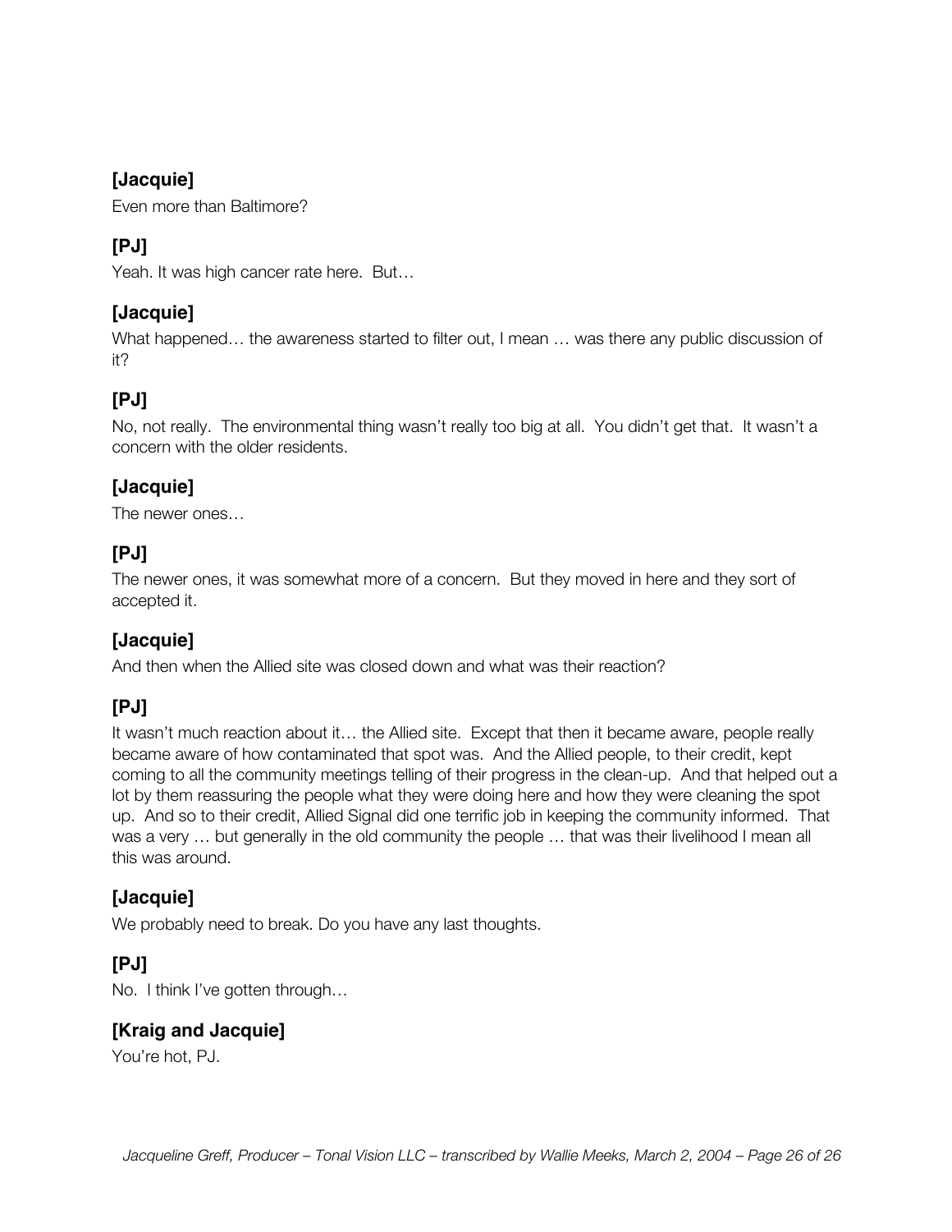**[Jacquie]**
Even more than Baltimore?

**[PJ]**
Yeah. It was high cancer rate here. But…

**[Jacquie]**
What happened… the awareness started to filter out, I mean … was there any public discussion of it?

**[PJ]**
No, not really. The environmental thing wasn't really too big at all. You didn't get that. It wasn't a concern with the older residents.

**[Jacquie]**
The newer ones…

**[PJ]**
The newer ones, it was somewhat more of a concern. But they moved in here and they sort of accepted it.

**[Jacquie]**
And then when the Allied site was closed down and what was their reaction?

**[PJ]**
It wasn't much reaction about it… the Allied site. Except that then it became aware, people really became aware of how contaminated that spot was. And the Allied people, to their credit, kept coming to all the community meetings telling of their progress in the clean-up. And that helped out a lot by them reassuring the people what they were doing here and how they were cleaning the spot up. And so to their credit, Allied Signal did one terrific job in keeping the community informed. That was a very … but generally in the old community the people … that was their livelihood I mean all this was around.

**[Jacquie]**
We probably need to break. Do you have any last thoughts.

**[PJ]**
No. I think I've gotten through…

**[Kraig and Jacquie]**
You're hot, PJ.